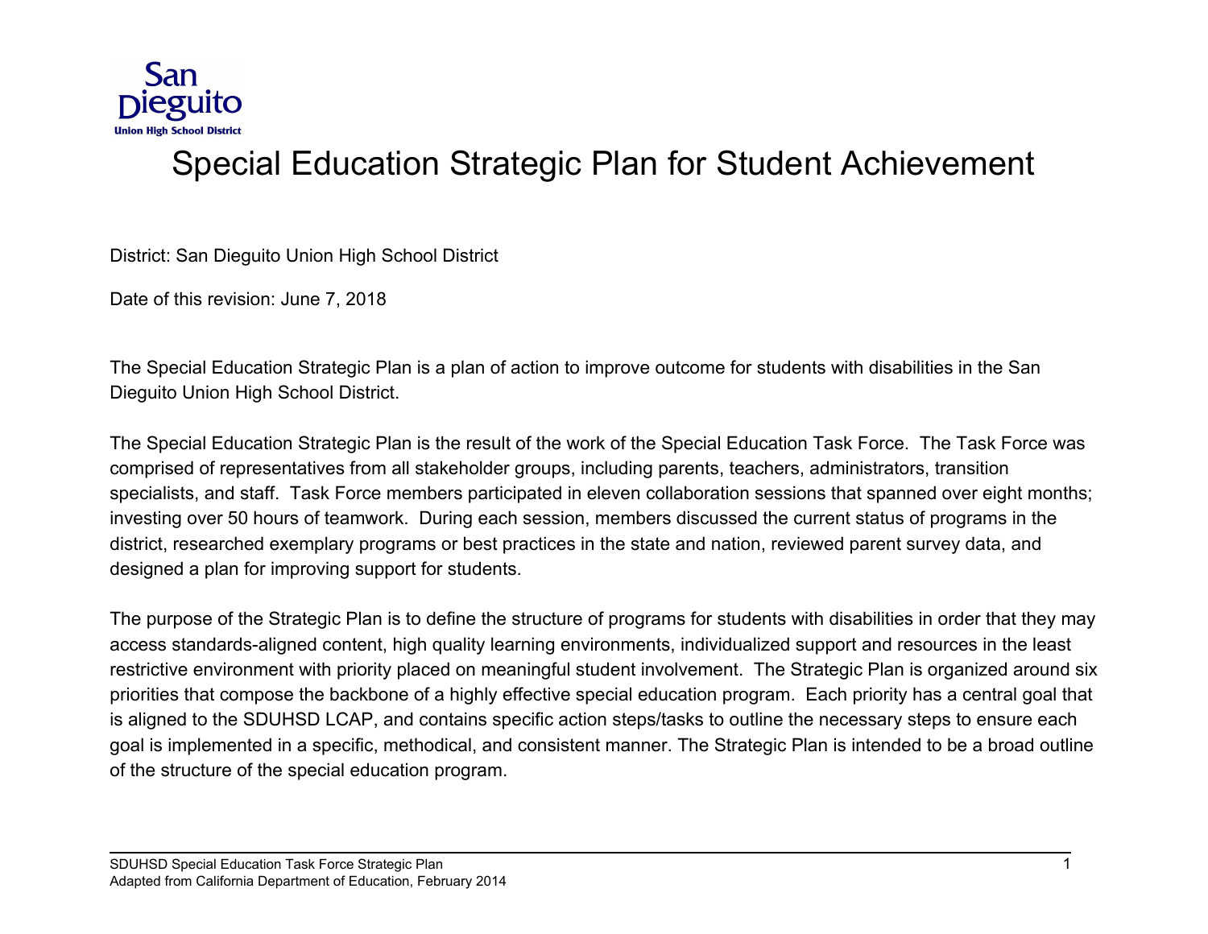San Dieguito Union High School District

# Special Education Strategic Plan for Student Achievement

District: San Dieguito Union High School District

Date of this revision: June 7, 2018

The Special Education Strategic Plan is a plan of action to improve outcome for students with disabilities in the San Dieguito Union High School District.

The Special Education Strategic Plan is the result of the work of the Special Education Task Force. The Task Force was comprised of representatives from all stakeholder groups, including parents, teachers, administrators, transition specialists, and staff. Task Force members participated in eleven collaboration sessions that spanned over eight months; investing over 50 hours of teamwork. During each session, members discussed the current status of programs in the district, researched exemplary programs or best practices in the state and nation, reviewed parent survey data, and designed a plan for improving support for students.

The purpose of the Strategic Plan is to define the structure of programs for students with disabilities in order that they may access standards-aligned content, high quality learning environments, individualized support and resources in the least restrictive environment with priority placed on meaningful student involvement. The Strategic Plan is organized around six priorities that compose the backbone of a highly effective special education program. Each priority has a central goal that is aligned to the SDUHSD LCAP, and contains specific action steps/tasks to outline the necessary steps to ensure each goal is implemented in a specific, methodical, and consistent manner. The Strategic Plan is intended to be a broad outline of the structure of the special education program.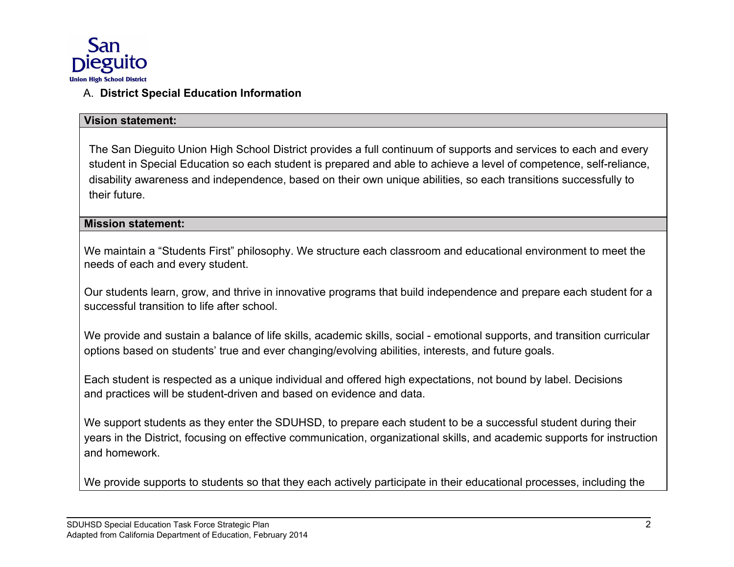## A. District Special Education Information

| Vision statement: |
|---|
| The San Dieguito Union High School District provides a full continuum of supports and services to each and every student in Special Education so each student is prepared and able to achieve a level of competence, self-reliance, disability awareness and independence, based on their own unique abilities, so each transitions successfully to their future. |

| Mission statement: |
|---|
| We maintain a "Students First" philosophy. We structure each classroom and educational environment to meet the needs of each and every student.<br><br>Our students learn, grow, and thrive in innovative programs that build independence and prepare each student for a successful transition to life after school.<br><br>We provide and sustain a balance of life skills, academic skills, social - emotional supports, and transition curricular options based on students' true and ever changing/evolving abilities, interests, and future goals.<br><br>Each student is respected as a unique individual and offered high expectations, not bound by label. Decisions and practices will be student-driven and based on evidence and data.<br><br>We support students as they enter the SDUHSD, to prepare each student to be a successful student during their years in the District, focusing on effective communication, organizational skills, and academic supports for instruction and homework.<br><br>We provide supports to students so that they each actively participate in their educational processes, including the |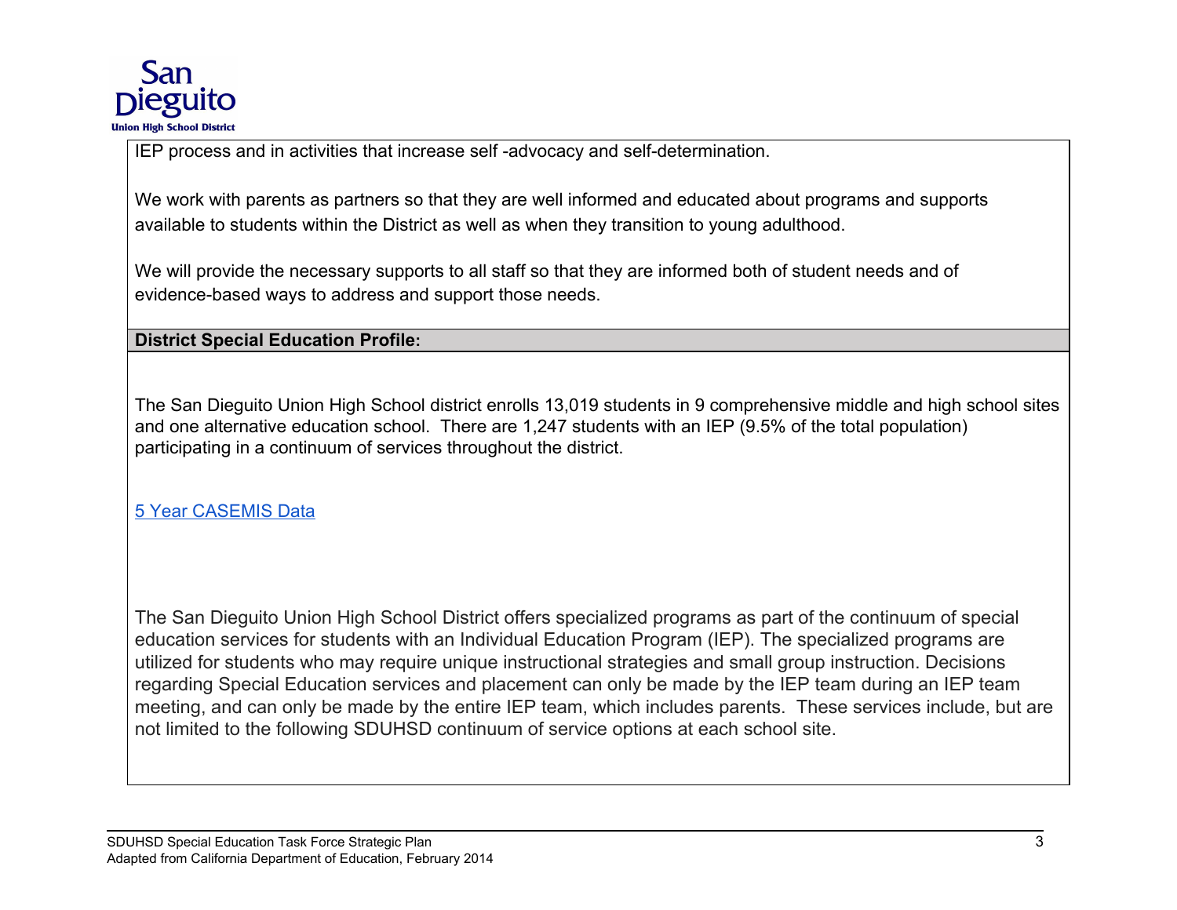IEP process and in activities that increase self -advocacy and self-determination.

We work with parents as partners so that they are well informed and educated about programs and supports available to students within the District as well as when they transition to young adulthood.

We will provide the necessary supports to all staff so that they are informed both of student needs and of evidence-based ways to address and support those needs.

**District Special Education Profile:**

The San Dieguito Union High School district enrolls 13,019 students in 9 comprehensive middle and high school sites and one alternative education school. There are 1,247 students with an IEP (9.5% of the total population) participating in a continuum of services throughout the district.

5 Year CASEMIS Data

The San Dieguito Union High School District offers specialized programs as part of the continuum of special education services for students with an Individual Education Program (IEP). The specialized programs are utilized for students who may require unique instructional strategies and small group instruction. Decisions regarding Special Education services and placement can only be made by the IEP team during an IEP team meeting, and can only be made by the entire IEP team, which includes parents. These services include, but are not limited to the following SDUHSD continuum of service options at each school site.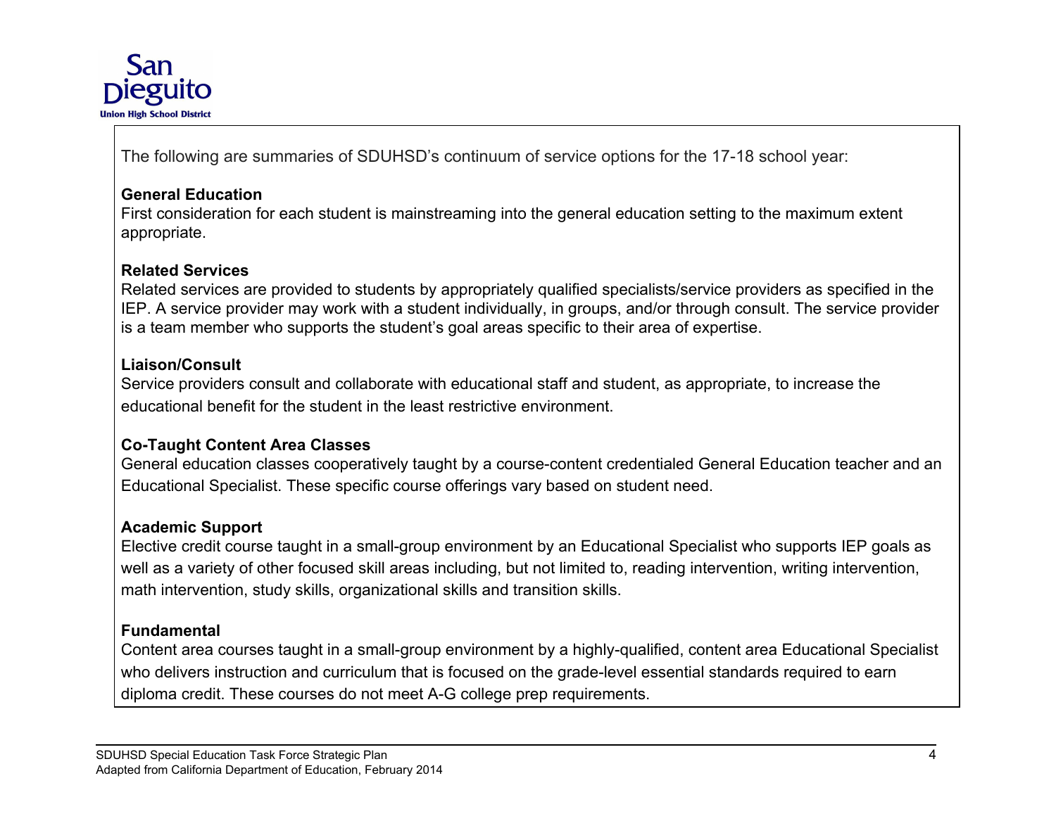The following are summaries of SDUHSD's continuum of service options for the 17-18 school year:

**General Education**
First consideration for each student is mainstreaming into the general education setting to the maximum extent appropriate.

**Related Services**
Related services are provided to students by appropriately qualified specialists/service providers as specified in the IEP. A service provider may work with a student individually, in groups, and/or through consult. The service provider is a team member who supports the student's goal areas specific to their area of expertise.

**Liaison/Consult**
Service providers consult and collaborate with educational staff and student, as appropriate, to increase the educational benefit for the student in the least restrictive environment.

**Co-Taught Content Area Classes**
General education classes cooperatively taught by a course-content credentialed General Education teacher and an Educational Specialist. These specific course offerings vary based on student need.

**Academic Support**
Elective credit course taught in a small-group environment by an Educational Specialist who supports IEP goals as well as a variety of other focused skill areas including, but not limited to, reading intervention, writing intervention, math intervention, study skills, organizational skills and transition skills.

**Fundamental**
Content area courses taught in a small-group environment by a highly-qualified, content area Educational Specialist who delivers instruction and curriculum that is focused on the grade-level essential standards required to earn diploma credit. These courses do not meet A-G college prep requirements.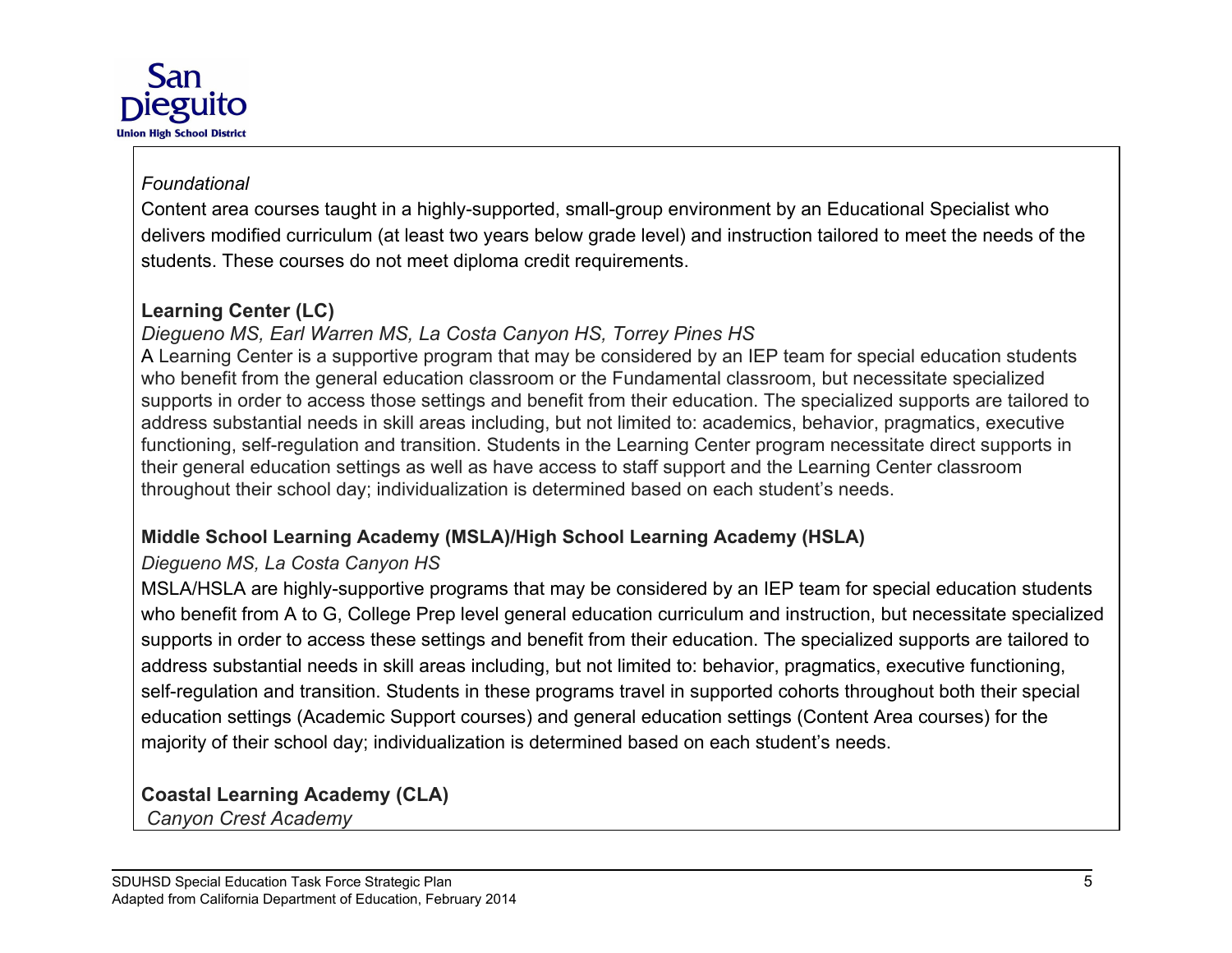*Foundational*

Content area courses taught in a highly-supported, small-group environment by an Educational Specialist who delivers modified curriculum (at least two years below grade level) and instruction tailored to meet the needs of the students. These courses do not meet diploma credit requirements.

**Learning Center (LC)**

*Diegueno MS, Earl Warren MS, La Costa Canyon HS, Torrey Pines HS*

A Learning Center is a supportive program that may be considered by an IEP team for special education students who benefit from the general education classroom or the Fundamental classroom, but necessitate specialized supports in order to access those settings and benefit from their education. The specialized supports are tailored to address substantial needs in skill areas including, but not limited to: academics, behavior, pragmatics, executive functioning, self-regulation and transition. Students in the Learning Center program necessitate direct supports in their general education settings as well as have access to staff support and the Learning Center classroom throughout their school day; individualization is determined based on each student's needs.

**Middle School Learning Academy (MSLA)/High School Learning Academy (HSLA)**

*Diegueno MS, La Costa Canyon HS*

MSLA/HSLA are highly-supportive programs that may be considered by an IEP team for special education students who benefit from A to G, College Prep level general education curriculum and instruction, but necessitate specialized supports in order to access these settings and benefit from their education. The specialized supports are tailored to address substantial needs in skill areas including, but not limited to: behavior, pragmatics, executive functioning, self-regulation and transition. Students in these programs travel in supported cohorts throughout both their special education settings (Academic Support courses) and general education settings (Content Area courses) for the majority of their school day; individualization is determined based on each student's needs.

**Coastal Learning Academy (CLA)**

*Canyon Crest Academy*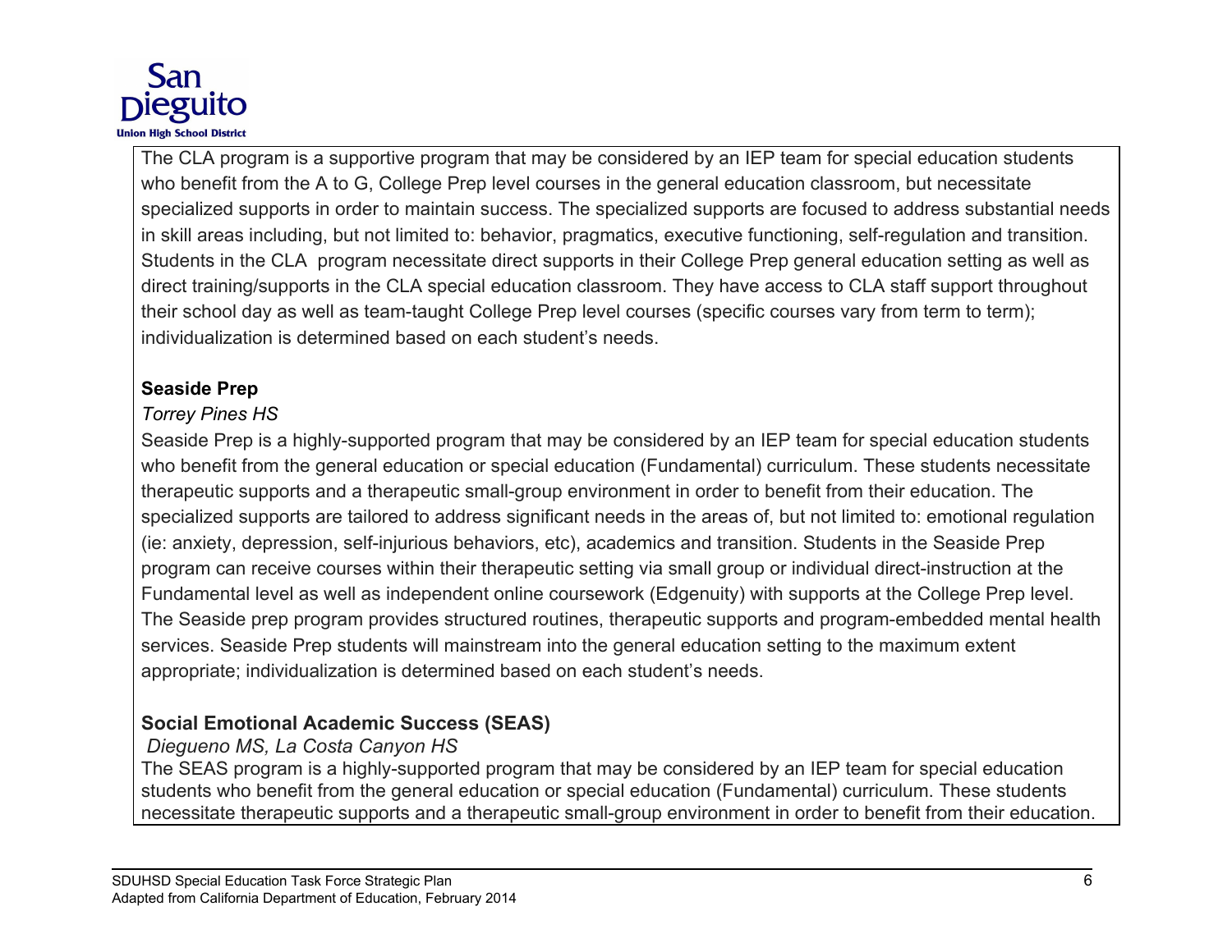The CLA program is a supportive program that may be considered by an IEP team for special education students who benefit from the A to G, College Prep level courses in the general education classroom, but necessitate specialized supports in order to maintain success. The specialized supports are focused to address substantial needs in skill areas including, but not limited to: behavior, pragmatics, executive functioning, self-regulation and transition. Students in the CLA program necessitate direct supports in their College Prep general education setting as well as direct training/supports in the CLA special education classroom. They have access to CLA staff support throughout their school day as well as team-taught College Prep level courses (specific courses vary from term to term); individualization is determined based on each student's needs.

**Seaside Prep**

*Torrey Pines HS*

Seaside Prep is a highly-supported program that may be considered by an IEP team for special education students who benefit from the general education or special education (Fundamental) curriculum. These students necessitate therapeutic supports and a therapeutic small-group environment in order to benefit from their education. The specialized supports are tailored to address significant needs in the areas of, but not limited to: emotional regulation (ie: anxiety, depression, self-injurious behaviors, etc), academics and transition. Students in the Seaside Prep program can receive courses within their therapeutic setting via small group or individual direct-instruction at the Fundamental level as well as independent online coursework (Edgenuity) with supports at the College Prep level. The Seaside prep program provides structured routines, therapeutic supports and program-embedded mental health services. Seaside Prep students will mainstream into the general education setting to the maximum extent appropriate; individualization is determined based on each student's needs.

**Social Emotional Academic Success (SEAS)**

*Diegueno MS, La Costa Canyon HS*

The SEAS program is a highly-supported program that may be considered by an IEP team for special education students who benefit from the general education or special education (Fundamental) curriculum. These students necessitate therapeutic supports and a therapeutic small-group environment in order to benefit from their education.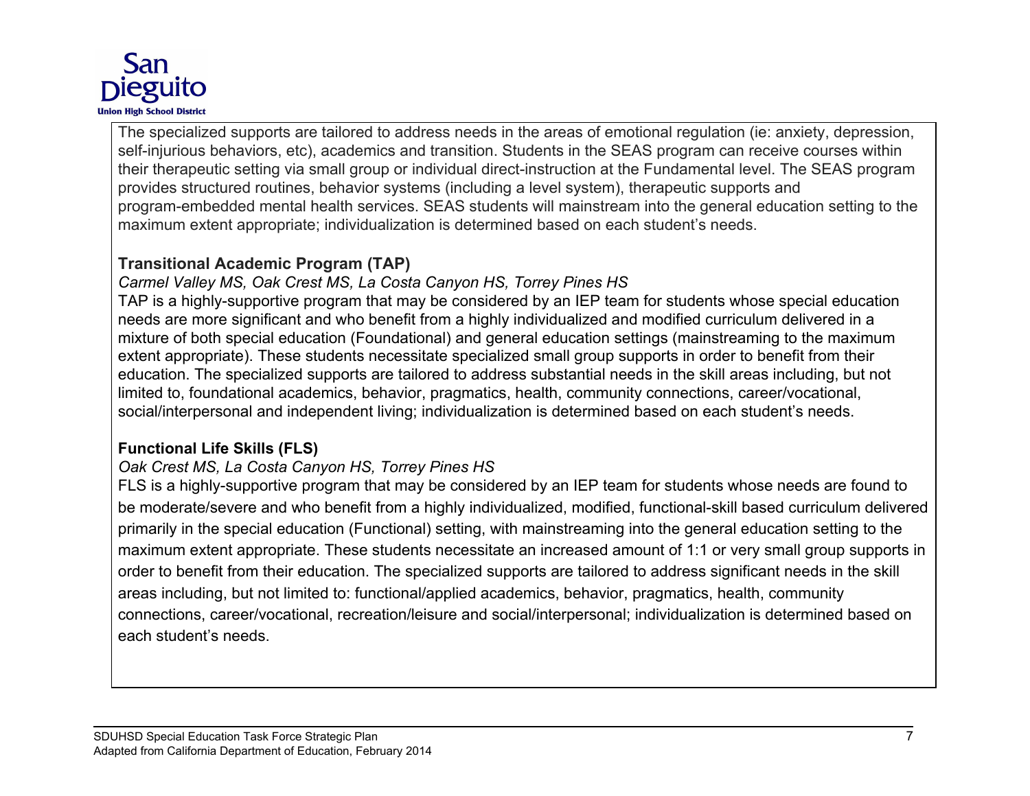The specialized supports are tailored to address needs in the areas of emotional regulation (ie: anxiety, depression, self-injurious behaviors, etc), academics and transition. Students in the SEAS program can receive courses within their therapeutic setting via small group or individual direct-instruction at the Fundamental level. The SEAS program provides structured routines, behavior systems (including a level system), therapeutic supports and program-embedded mental health services. SEAS students will mainstream into the general education setting to the maximum extent appropriate; individualization is determined based on each student's needs.

**Transitional Academic Program (TAP)**

*Carmel Valley MS, Oak Crest MS, La Costa Canyon HS, Torrey Pines HS*

TAP is a highly-supportive program that may be considered by an IEP team for students whose special education needs are more significant and who benefit from a highly individualized and modified curriculum delivered in a mixture of both special education (Foundational) and general education settings (mainstreaming to the maximum extent appropriate). These students necessitate specialized small group supports in order to benefit from their education. The specialized supports are tailored to address substantial needs in the skill areas including, but not limited to, foundational academics, behavior, pragmatics, health, community connections, career/vocational, social/interpersonal and independent living; individualization is determined based on each student's needs.

**Functional Life Skills (FLS)**

*Oak Crest MS, La Costa Canyon HS, Torrey Pines HS*

FLS is a highly-supportive program that may be considered by an IEP team for students whose needs are found to be moderate/severe and who benefit from a highly individualized, modified, functional-skill based curriculum delivered primarily in the special education (Functional) setting, with mainstreaming into the general education setting to the maximum extent appropriate. These students necessitate an increased amount of 1:1 or very small group supports in order to benefit from their education. The specialized supports are tailored to address significant needs in the skill areas including, but not limited to: functional/applied academics, behavior, pragmatics, health, community connections, career/vocational, recreation/leisure and social/interpersonal; individualization is determined based on each student's needs.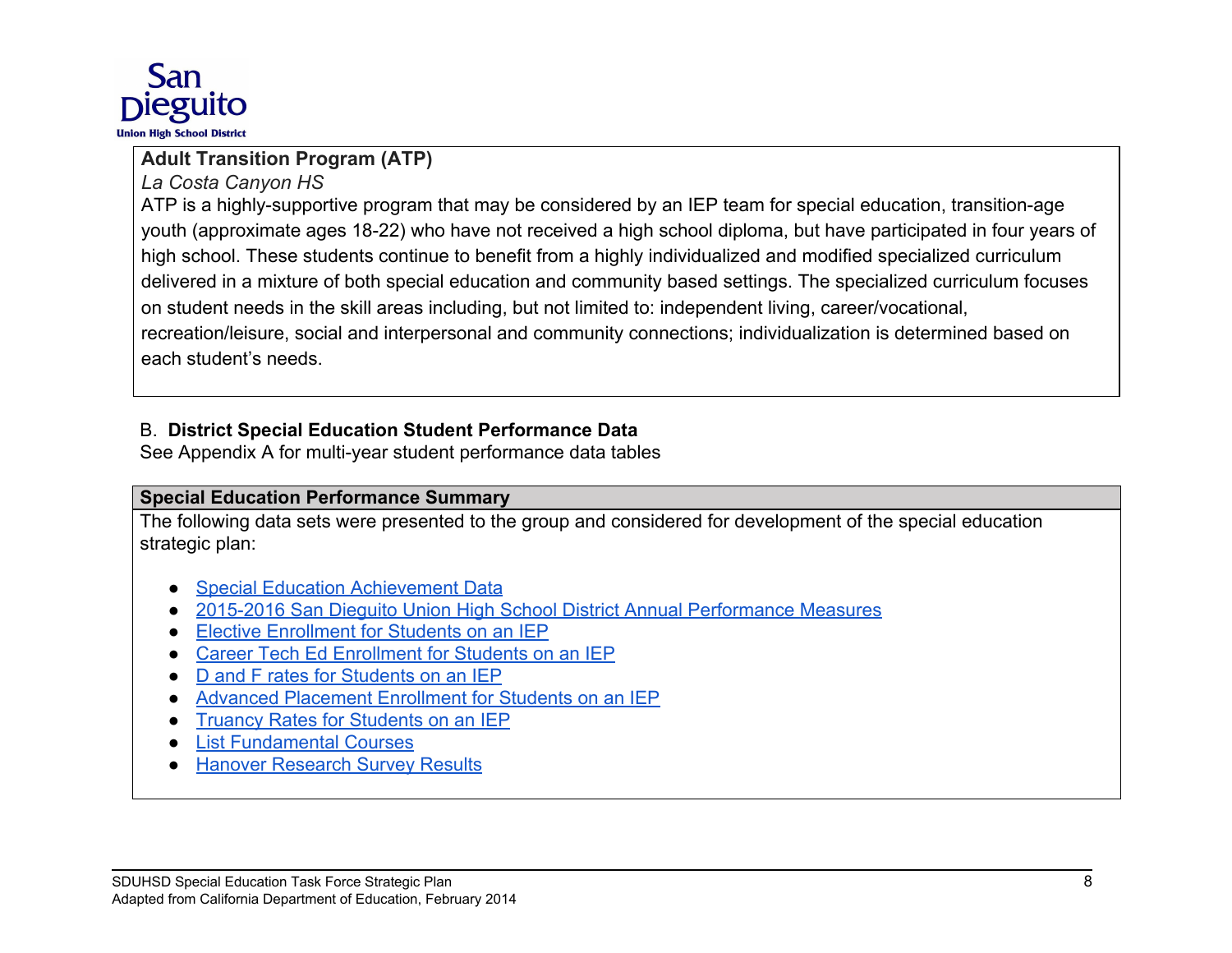**Adult Transition Program (ATP)**

*La Costa Canyon HS*

ATP is a highly-supportive program that may be considered by an IEP team for special education, transition-age youth (approximate ages 18-22) who have not received a high school diploma, but have participated in four years of high school. These students continue to benefit from a highly individualized and modified specialized curriculum delivered in a mixture of both special education and community based settings. The specialized curriculum focuses on student needs in the skill areas including, but not limited to: independent living, career/vocational, recreation/leisure, social and interpersonal and community connections; individualization is determined based on each student's needs.

B. **District Special Education Student Performance Data**

See Appendix A for multi-year student performance data tables

**Special Education Performance Summary**

The following data sets were presented to the group and considered for development of the special education strategic plan:

- Special Education Achievement Data
- 2015-2016 San Dieguito Union High School District Annual Performance Measures
- Elective Enrollment for Students on an IEP
- Career Tech Ed Enrollment for Students on an IEP
- D and F rates for Students on an IEP
- Advanced Placement Enrollment for Students on an IEP
- Truancy Rates for Students on an IEP
- List Fundamental Courses
- Hanover Research Survey Results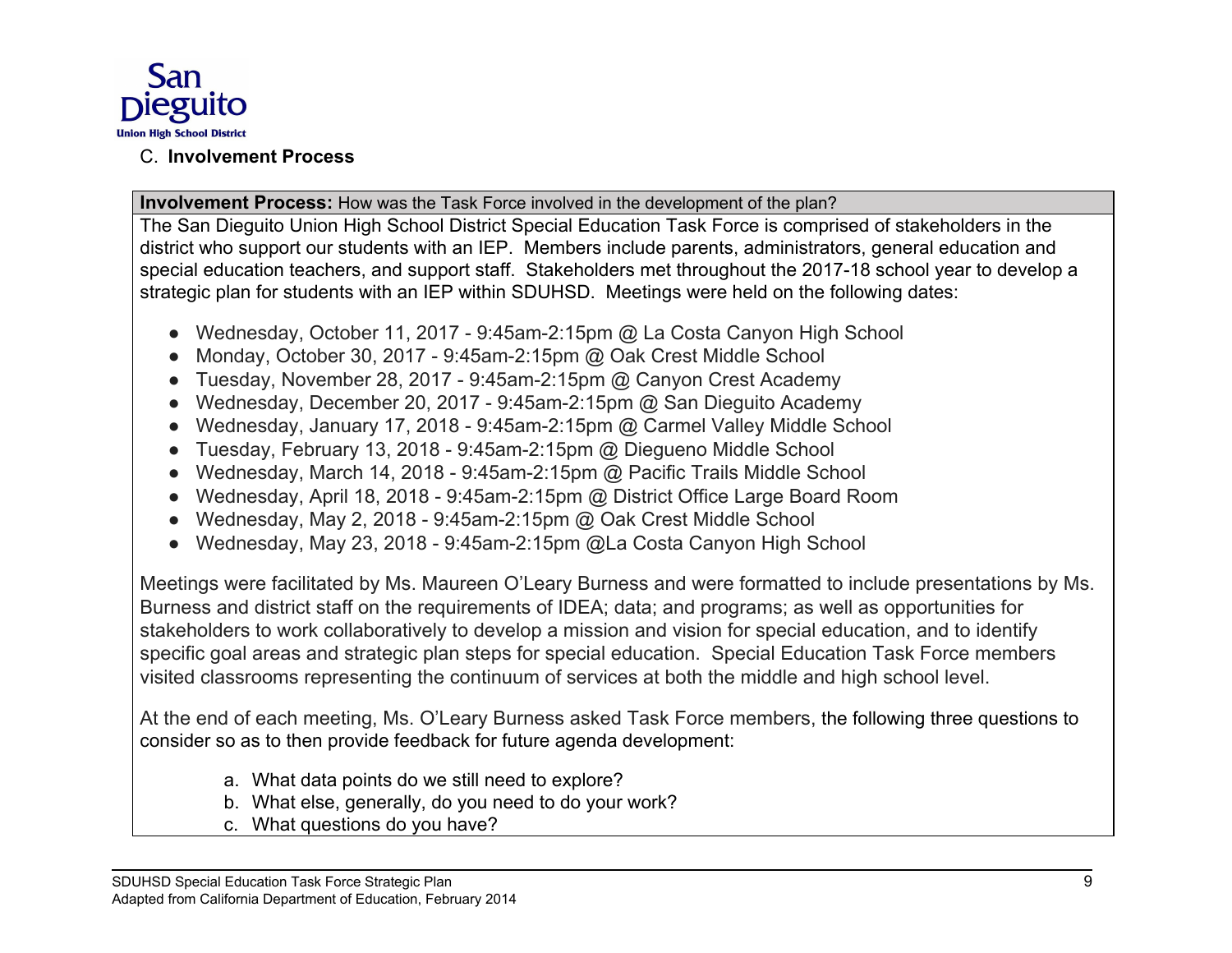## C. **Involvement Process**

**Involvement Process:** How was the Task Force involved in the development of the plan?

The San Dieguito Union High School District Special Education Task Force is comprised of stakeholders in the district who support our students with an IEP. Members include parents, administrators, general education and special education teachers, and support staff. Stakeholders met throughout the 2017-18 school year to develop a strategic plan for students with an IEP within SDUHSD. Meetings were held on the following dates:

- Wednesday, October 11, 2017 - 9:45am-2:15pm @ La Costa Canyon High School
- Monday, October 30, 2017 - 9:45am-2:15pm @ Oak Crest Middle School
- Tuesday, November 28, 2017 - 9:45am-2:15pm @ Canyon Crest Academy
- Wednesday, December 20, 2017 - 9:45am-2:15pm @ San Dieguito Academy
- Wednesday, January 17, 2018 - 9:45am-2:15pm @ Carmel Valley Middle School
- Tuesday, February 13, 2018 - 9:45am-2:15pm @ Diegueno Middle School
- Wednesday, March 14, 2018 - 9:45am-2:15pm @ Pacific Trails Middle School
- Wednesday, April 18, 2018 - 9:45am-2:15pm @ District Office Large Board Room
- Wednesday, May 2, 2018 - 9:45am-2:15pm @ Oak Crest Middle School
- Wednesday, May 23, 2018 - 9:45am-2:15pm @La Costa Canyon High School

Meetings were facilitated by Ms. Maureen O'Leary Burness and were formatted to include presentations by Ms. Burness and district staff on the requirements of IDEA; data; and programs; as well as opportunities for stakeholders to work collaboratively to develop a mission and vision for special education, and to identify specific goal areas and strategic plan steps for special education. Special Education Task Force members visited classrooms representing the continuum of services at both the middle and high school level.

At the end of each meeting, Ms. O'Leary Burness asked Task Force members, the following three questions to consider so as to then provide feedback for future agenda development:

a. What data points do we still need to explore?
b. What else, generally, do you need to do your work?
c. What questions do you have?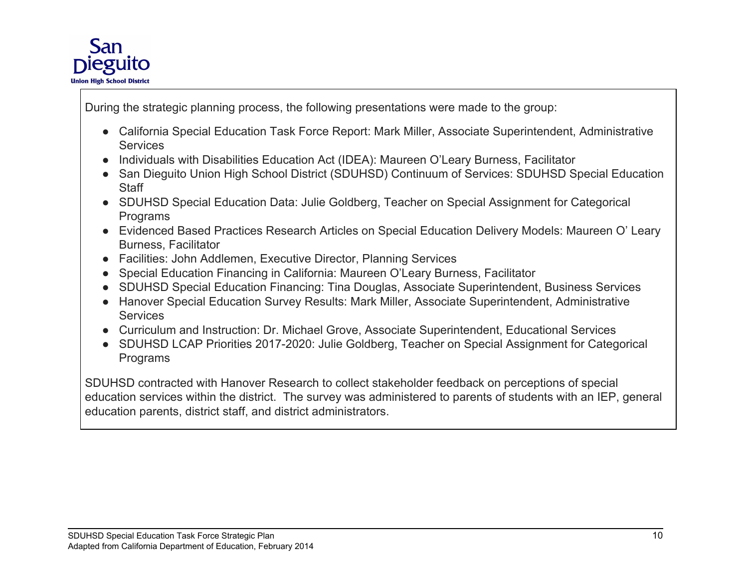During the strategic planning process, the following presentations were made to the group:

- California Special Education Task Force Report: Mark Miller, Associate Superintendent, Administrative Services
- Individuals with Disabilities Education Act (IDEA): Maureen O'Leary Burness, Facilitator
- San Dieguito Union High School District (SDUHSD) Continuum of Services: SDUHSD Special Education Staff
- SDUHSD Special Education Data: Julie Goldberg, Teacher on Special Assignment for Categorical Programs
- Evidenced Based Practices Research Articles on Special Education Delivery Models: Maureen O' Leary Burness, Facilitator
- Facilities: John Addlemen, Executive Director, Planning Services
- Special Education Financing in California: Maureen O'Leary Burness, Facilitator
- SDUHSD Special Education Financing: Tina Douglas, Associate Superintendent, Business Services
- Hanover Special Education Survey Results: Mark Miller, Associate Superintendent, Administrative Services
- Curriculum and Instruction: Dr. Michael Grove, Associate Superintendent, Educational Services
- SDUHSD LCAP Priorities 2017-2020: Julie Goldberg, Teacher on Special Assignment for Categorical Programs

SDUHSD contracted with Hanover Research to collect stakeholder feedback on perceptions of special education services within the district. The survey was administered to parents of students with an IEP, general education parents, district staff, and district administrators.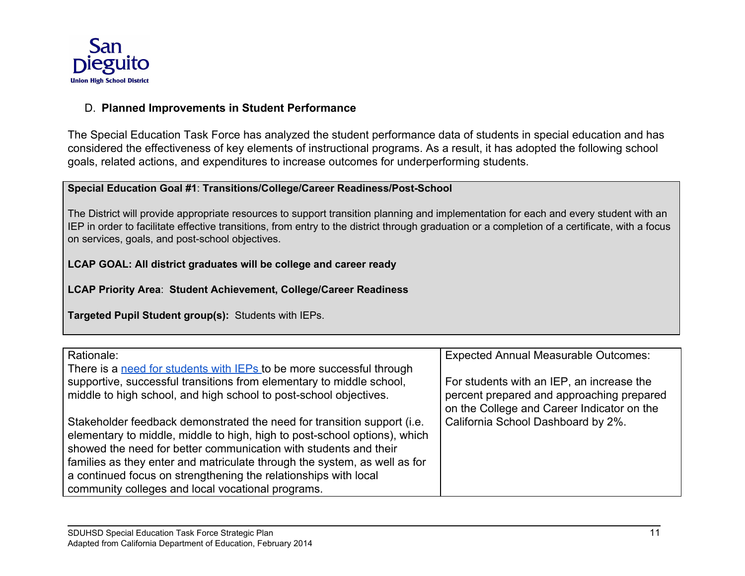San Dieguito Union High School District

### D. **Planned Improvements in Student Performance**

The Special Education Task Force has analyzed the student performance data of students in special education and has considered the effectiveness of key elements of instructional programs. As a result, it has adopted the following school goals, related actions, and expenditures to increase outcomes for underperforming students.

**Special Education Goal #1**: **Transitions/College/Career Readiness/Post-School**

The District will provide appropriate resources to support transition planning and implementation for each and every student with an IEP in order to facilitate effective transitions, from entry to the district through graduation or a completion of a certificate, with a focus on services, goals, and post-school objectives.

**LCAP GOAL: All district graduates will be college and career ready**

**LCAP Priority Area**: **Student Achievement, College/Career Readiness**

**Targeted Pupil Student group(s):** Students with IEPs.

| Rationale: | Expected Annual Measurable Outcomes: |
|---|---|
| There is a need for students with IEPs to be more successful through supportive, successful transitions from elementary to middle school, middle to high school, and high school to post-school objectives.<br><br>Stakeholder feedback demonstrated the need for transition support (i.e. elementary to middle, middle to high, high to post-school options), which showed the need for better communication with students and their families as they enter and matriculate through the system, as well as for a continued focus on strengthening the relationships with local community colleges and local vocational programs. | For students with an IEP, an increase the percent prepared and approaching prepared on the College and Career Indicator on the California School Dashboard by 2%. |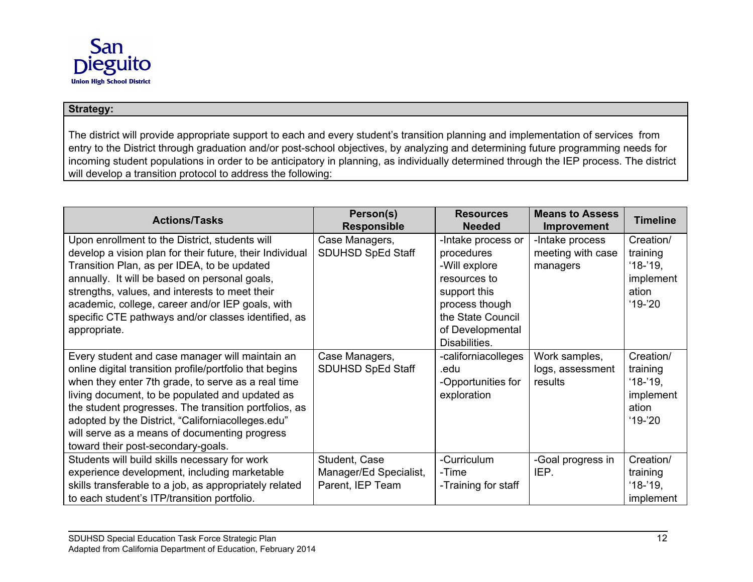| **Strategy:** |
|---|
| The district will provide appropriate support to each and every student's transition planning and implementation of services from entry to the District through graduation and/or post-school objectives, by analyzing and determining future programming needs for incoming student populations in order to be anticipatory in planning, as individually determined through the IEP process. The district will develop a transition protocol to address the following: |

| Actions/Tasks | Person(s) Responsible | Resources Needed | Means to Assess Improvement | Timeline |
|---|---|---|---|---|
| Upon enrollment to the District, students will develop a vision plan for their future, their Individual Transition Plan, as per IDEA, to be updated annually. It will be based on personal goals, strengths, values, and interests to meet their academic, college, career and/or IEP goals, with specific CTE pathways and/or classes identified, as appropriate. | Case Managers, SDUHSD SpEd Staff | -Intake process or procedures<br>-Will explore resources to support this process though the State Council of Developmental Disabilities. | -Intake process meeting with case managers | Creation/ training '18-'19, implementation '19-'20 |
| Every student and case manager will maintain an online digital transition profile/portfolio that begins when they enter 7th grade, to serve as a real time living document, to be populated and updated as the student progresses. The transition portfolios, as adopted by the District, "Californiacolleges.edu" will serve as a means of documenting progress toward their post-secondary-goals. | Case Managers, SDUHSD SpEd Staff | -californiacolleges.edu<br>-Opportunities for exploration | Work samples, logs, assessment results | Creation/ training '18-'19, implementation '19-'20 |
| Students will build skills necessary for work experience development, including marketable skills transferable to a job, as appropriately related to each student's ITP/transition portfolio. | Student, Case Manager/Ed Specialist, Parent, IEP Team | -Curriculum<br>-Time<br>-Training for staff | -Goal progress in IEP. | Creation/ training '18-'19, implement |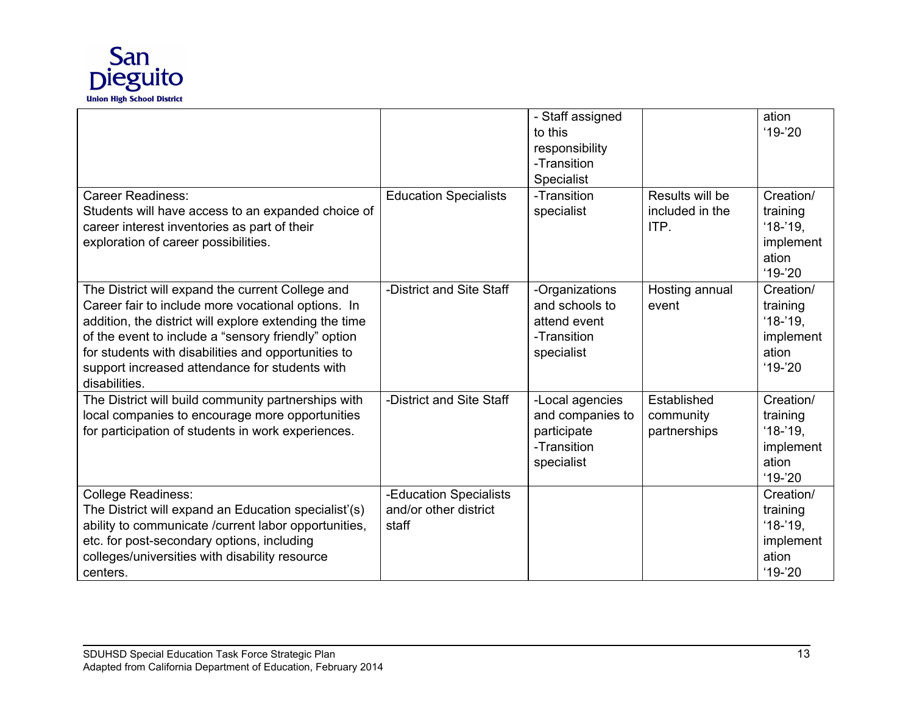| | | | | |
|---|---|---|---|---|
| | | - Staff assigned to this responsibility<br>-Transition Specialist | | ation '19-'20 |
| Career Readiness:<br>Students will have access to an expanded choice of career interest inventories as part of their exploration of career possibilities. | Education Specialists | -Transition specialist | Results will be included in the ITP. | Creation/ training '18-'19, implementation '19-'20 |
| The District will expand the current College and Career fair to include more vocational options. In addition, the district will explore extending the time of the event to include a "sensory friendly" option for students with disabilities and opportunities to support increased attendance for students with disabilities. | -District and Site Staff | -Organizations and schools to attend event<br>-Transition specialist | Hosting annual event | Creation/ training '18-'19, implementation '19-'20 |
| The District will build community partnerships with local companies to encourage more opportunities for participation of students in work experiences. | -District and Site Staff | -Local agencies and companies to participate<br>-Transition specialist | Established community partnerships | Creation/ training '18-'19, implementation '19-'20 |
| College Readiness:<br>The District will expand an Education specialist'(s) ability to communicate /current labor opportunities, etc. for post-secondary options, including colleges/universities with disability resource centers. | -Education Specialists and/or other district staff | | | Creation/ training '18-'19, implementation '19-'20 |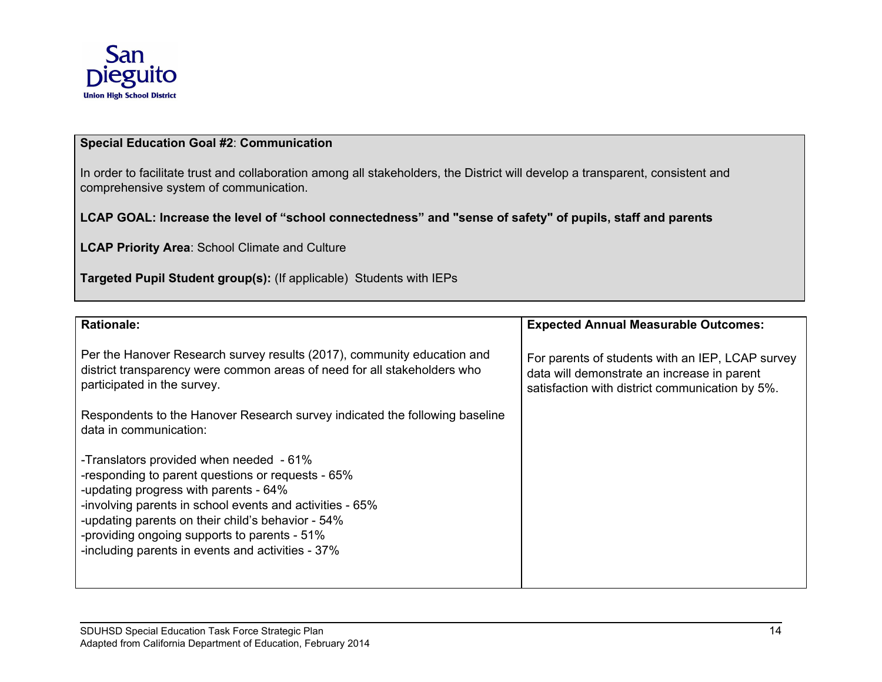**Special Education Goal #2**: **Communication**

In order to facilitate trust and collaboration among all stakeholders, the District will develop a transparent, consistent and comprehensive system of communication.

**LCAP GOAL: Increase the level of "school connectedness" and "sense of safety" of pupils, staff and parents**

**LCAP Priority Area**: School Climate and Culture

**Targeted Pupil Student group(s):** (If applicable) Students with IEPs

| **Rationale:** | **Expected Annual Measurable Outcomes:** |
| --- | --- |
| Per the Hanover Research survey results (2017), community education and district transparency were common areas of need for all stakeholders who participated in the survey.<br><br>Respondents to the Hanover Research survey indicated the following baseline data in communication:<br><br>-Translators provided when needed - 61%<br>-responding to parent questions or requests - 65%<br>-updating progress with parents - 64%<br>-involving parents in school events and activities - 65%<br>-updating parents on their child's behavior - 54%<br>-providing ongoing supports to parents - 51%<br>-including parents in events and activities - 37% | For parents of students with an IEP, LCAP survey data will demonstrate an increase in parent satisfaction with district communication by 5%. |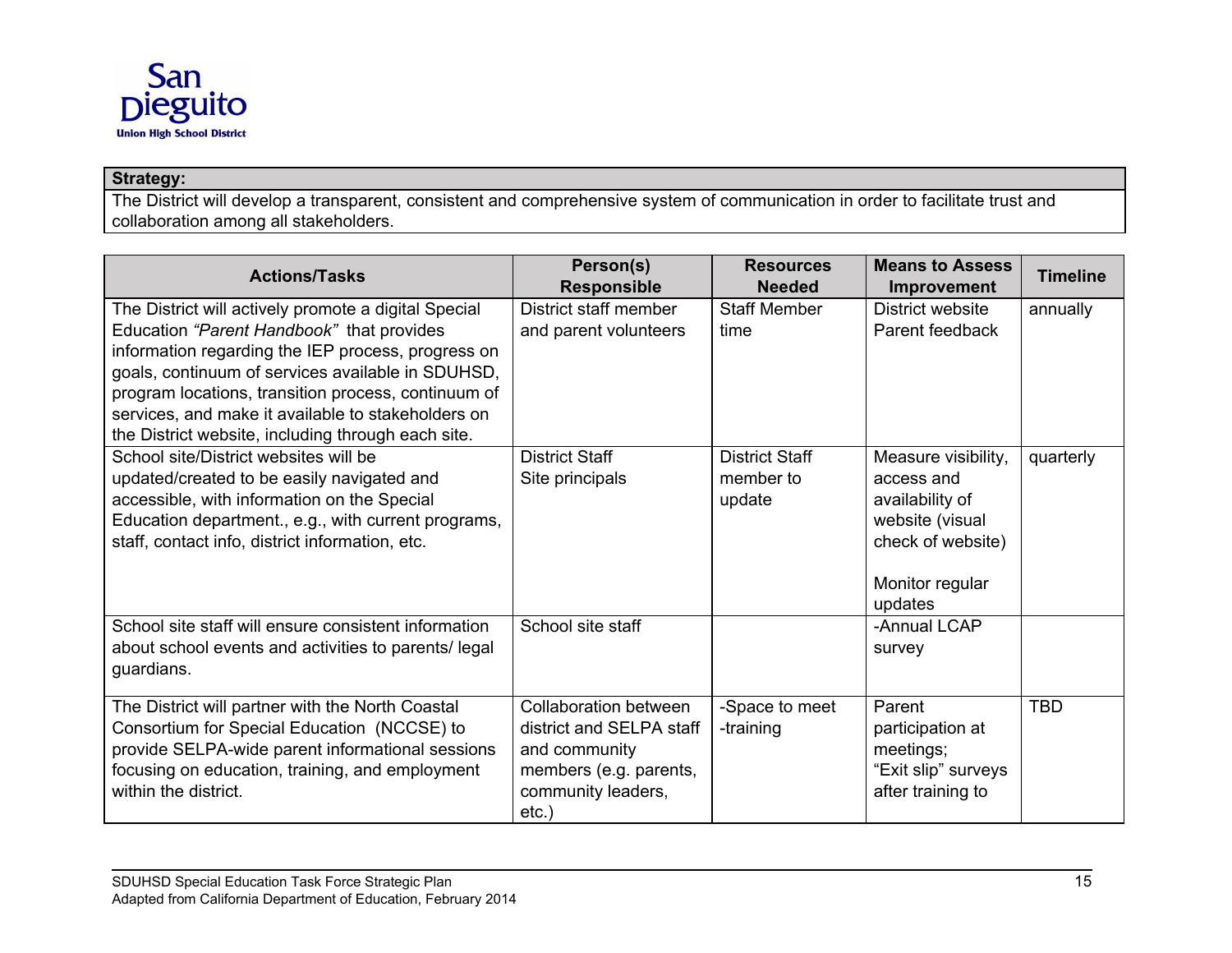San Dieguito Union High School District

| Strategy: |
|---|
| The District will develop a transparent, consistent and comprehensive system of communication in order to facilitate trust and collaboration among all stakeholders. |

| Actions/Tasks | Person(s) Responsible | Resources Needed | Means to Assess Improvement | Timeline |
|---|---|---|---|---|
| The District will actively promote a digital Special Education *"Parent Handbook"* that provides information regarding the IEP process, progress on goals, continuum of services available in SDUHSD, program locations, transition process, continuum of services, and make it available to stakeholders on the District website, including through each site. | District staff member and parent volunteers | Staff Member time | District website<br>Parent feedback | annually |
| School site/District websites will be updated/created to be easily navigated and accessible, with information on the Special Education department., e.g., with current programs, staff, contact info, district information, etc. | District Staff<br>Site principals | District Staff member to update | Measure visibility, access and availability of website (visual check of website)<br><br>Monitor regular updates | quarterly |
| School site staff will ensure consistent information about school events and activities to parents/ legal guardians. | School site staff | | -Annual LCAP survey | |
| The District will partner with the North Coastal Consortium for Special Education (NCCSE) to provide SELPA-wide parent informational sessions focusing on education, training, and employment within the district. | Collaboration between district and SELPA staff and community members (e.g. parents, community leaders, etc.) | -Space to meet<br>-training | Parent participation at meetings;<br>"Exit slip" surveys after training to | TBD |

SDUHSD Special Education Task Force Strategic Plan
Adapted from California Department of Education, February 2014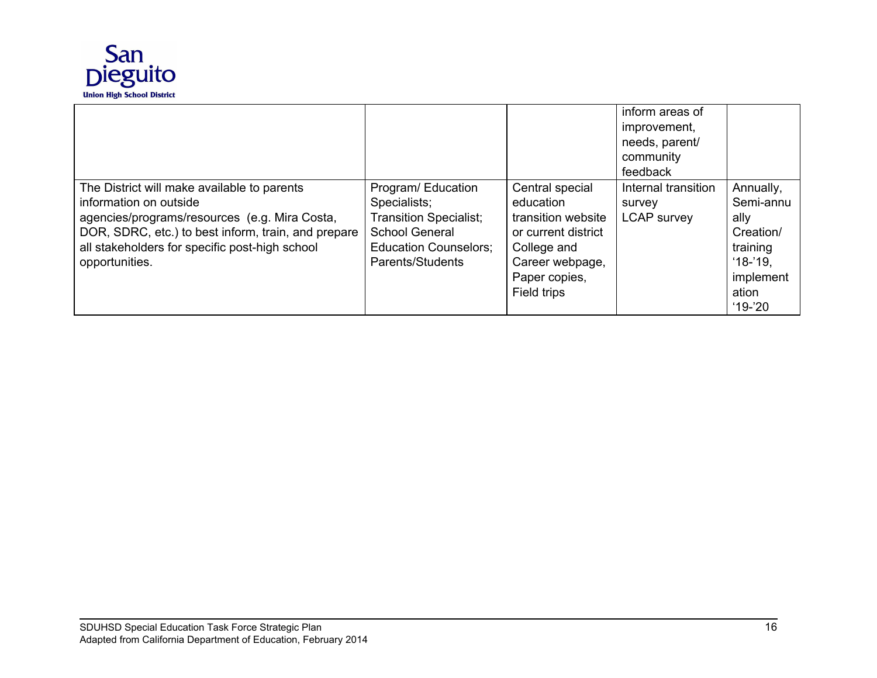| | | | | |
|---|---|---|---|---|
| | | | inform areas of improvement, needs, parent/ community feedback | |
| The District will make available to parents information on outside agencies/programs/resources (e.g. Mira Costa, DOR, SDRC, etc.) to best inform, train, and prepare all stakeholders for specific post-high school opportunities. | Program/ Education Specialists; Transition Specialist; School General Education Counselors; Parents/Students | Central special education transition website or current district College and Career webpage, Paper copies, Field trips | Internal transition survey LCAP survey | Annually, Semi-annually Creation/ training '18-'19, implementation '19-'20 |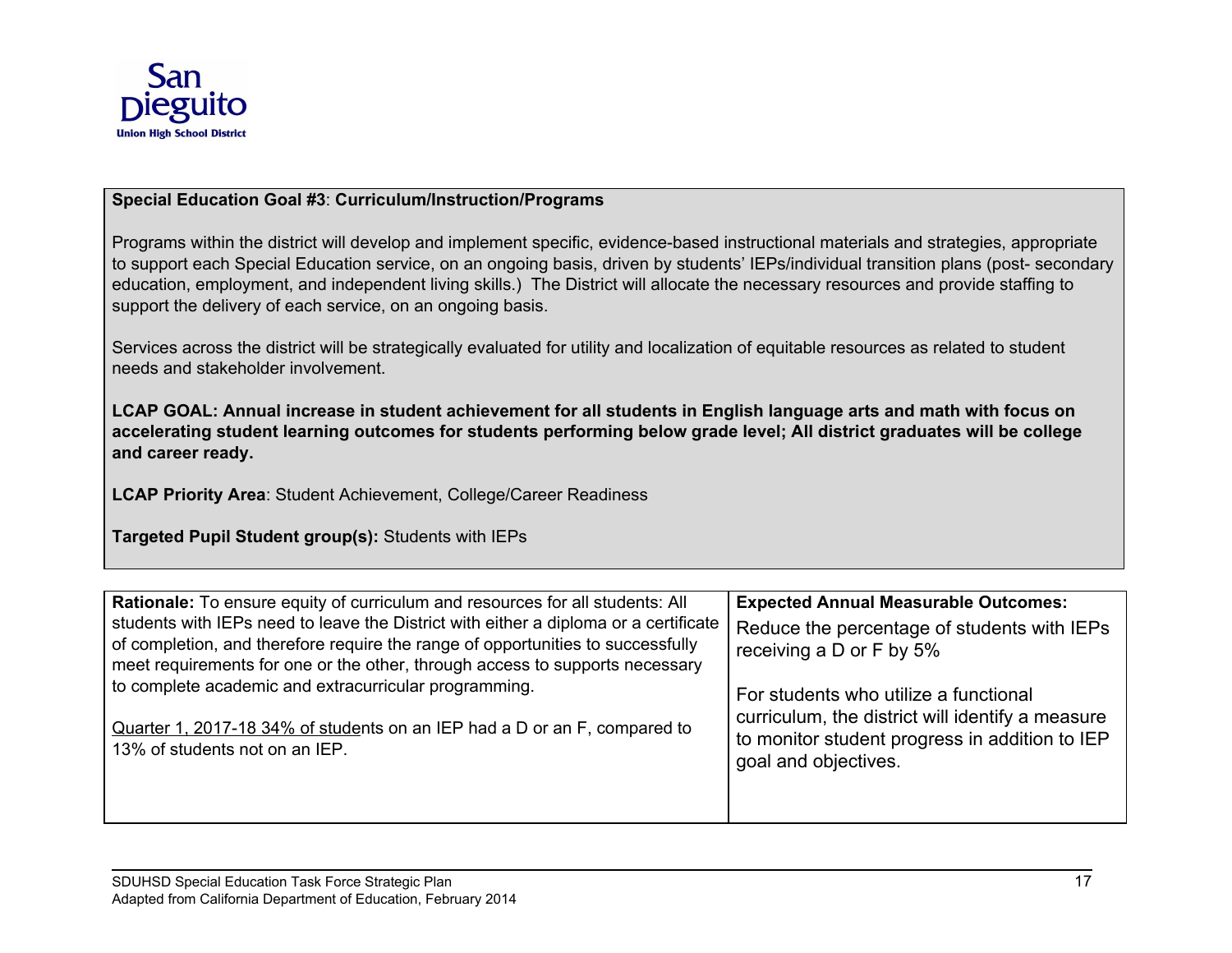San Dieguito Union High School District

**Special Education Goal #3**: **Curriculum/Instruction/Programs**

Programs within the district will develop and implement specific, evidence-based instructional materials and strategies, appropriate to support each Special Education service, on an ongoing basis, driven by students' IEPs/individual transition plans (post- secondary education, employment, and independent living skills.) The District will allocate the necessary resources and provide staffing to support the delivery of each service, on an ongoing basis.

Services across the district will be strategically evaluated for utility and localization of equitable resources as related to student needs and stakeholder involvement.

**LCAP GOAL: Annual increase in student achievement for all students in English language arts and math with focus on accelerating student learning outcomes for students performing below grade level; All district graduates will be college and career ready.**

**LCAP Priority Area**: Student Achievement, College/Career Readiness

**Targeted Pupil Student group(s):** Students with IEPs

| **Rationale:** To ensure equity of curriculum and resources for all students: All students with IEPs need to leave the District with either a diploma or a certificate of completion, and therefore require the range of opportunities to successfully meet requirements for one or the other, through access to supports necessary to complete academic and extracurricular programming.<br><br>Quarter 1, 2017-18 34% of students on an IEP had a D or an F, compared to 13% of students not on an IEP. | **Expected Annual Measurable Outcomes:**<br>Reduce the percentage of students with IEPs receiving a D or F by 5%<br><br>For students who utilize a functional curriculum, the district will identify a measure to monitor student progress in addition to IEP goal and objectives. |
|---|---|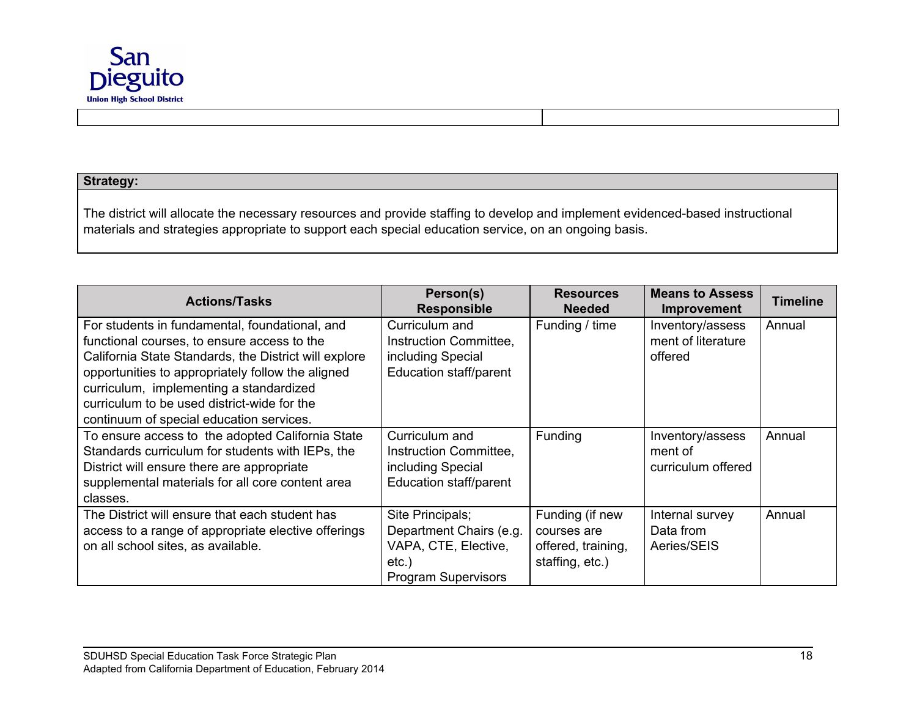**Strategy:**

The district will allocate the necessary resources and provide staffing to develop and implement evidenced-based instructional materials and strategies appropriate to support each special education service, on an ongoing basis.

| Actions/Tasks | Person(s) Responsible | Resources Needed | Means to Assess Improvement | Timeline |
|---|---|---|---|---|
| For students in fundamental, foundational, and functional courses, to ensure access to the California State Standards, the District will explore opportunities to appropriately follow the aligned curriculum, implementing a standardized curriculum to be used district-wide for the continuum of special education services. | Curriculum and Instruction Committee, including Special Education staff/parent | Funding / time | Inventory/assessment of literature offered | Annual |
| To ensure access to the adopted California State Standards curriculum for students with IEPs, the District will ensure there are appropriate supplemental materials for all core content area classes. | Curriculum and Instruction Committee, including Special Education staff/parent | Funding | Inventory/assessment of curriculum offered | Annual |
| The District will ensure that each student has access to a range of appropriate elective offerings on all school sites, as available. | Site Principals; Department Chairs (e.g. VAPA, CTE, Elective, etc.) Program Supervisors | Funding (if new courses are offered, training, staffing, etc.) | Internal survey Data from Aeries/SEIS | Annual |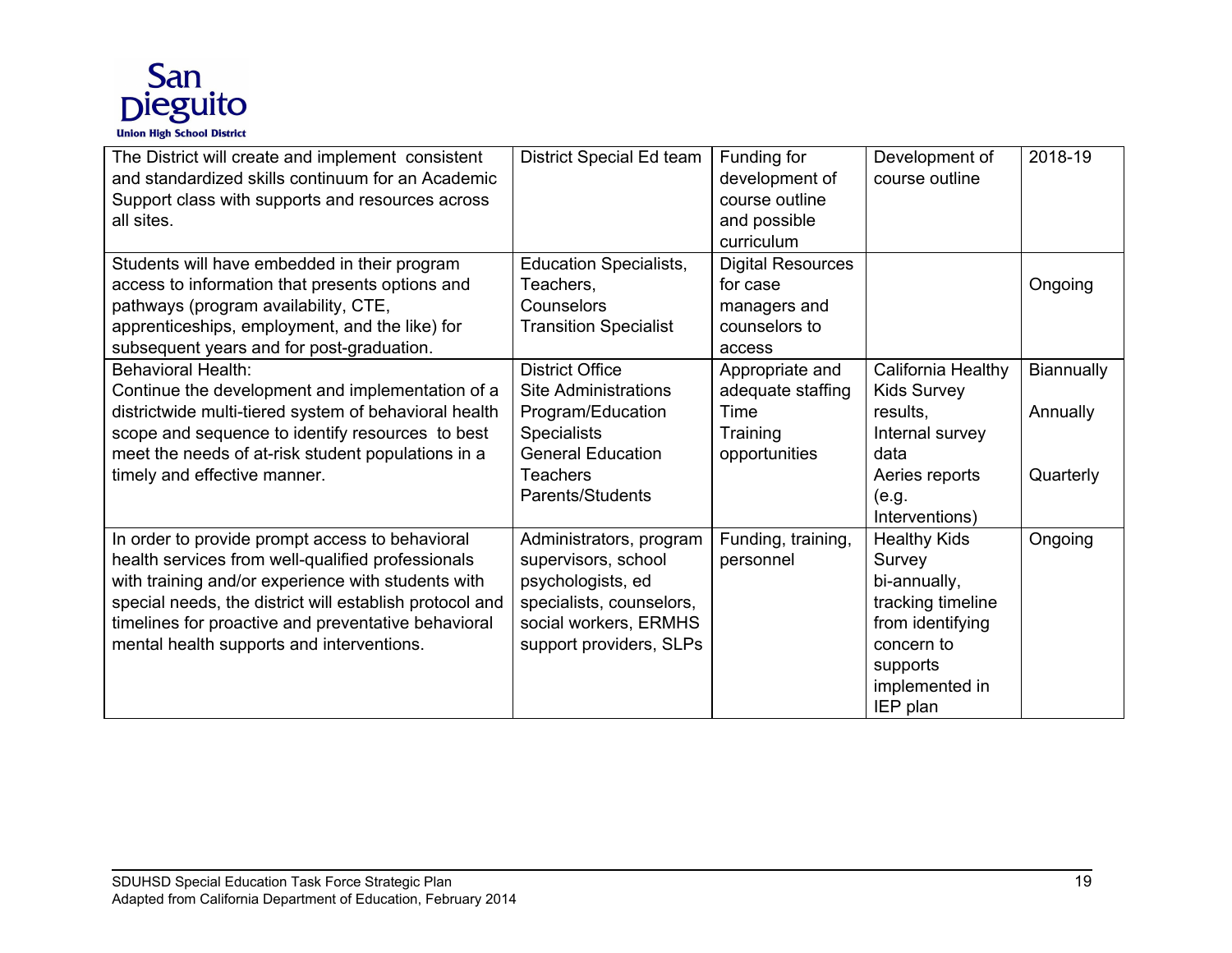| | | | | |
|---|---|---|---|---|
| The District will create and implement consistent and standardized skills continuum for an Academic Support class with supports and resources across all sites. | District Special Ed team | Funding for development of course outline and possible curriculum | Development of course outline | 2018-19 |
| Students will have embedded in their program access to information that presents options and pathways (program availability, CTE, apprenticeships, employment, and the like) for subsequent years and for post-graduation. | Education Specialists, Teachers, Counselors Transition Specialist | Digital Resources for case managers and counselors to access | | Ongoing |
| Behavioral Health:<br>Continue the development and implementation of a districtwide multi-tiered system of behavioral health scope and sequence to identify resources to best meet the needs of at-risk student populations in a timely and effective manner. | District Office<br>Site Administrations<br>Program/Education Specialists<br>General Education Teachers<br>Parents/Students | Appropriate and adequate staffing<br>Time<br>Training opportunities | California Healthy Kids Survey results,<br>Internal survey data<br>Aeries reports (e.g. Interventions) | Biannually<br><br>Annually<br><br>Quarterly |
| In order to provide prompt access to behavioral health services from well-qualified professionals with training and/or experience with students with special needs, the district will establish protocol and timelines for proactive and preventative behavioral mental health supports and interventions. | Administrators, program supervisors, school psychologists, ed specialists, counselors, social workers, ERMHS support providers, SLPs | Funding, training, personnel | Healthy Kids Survey bi-annually, tracking timeline from identifying concern to supports implemented in IEP plan | Ongoing |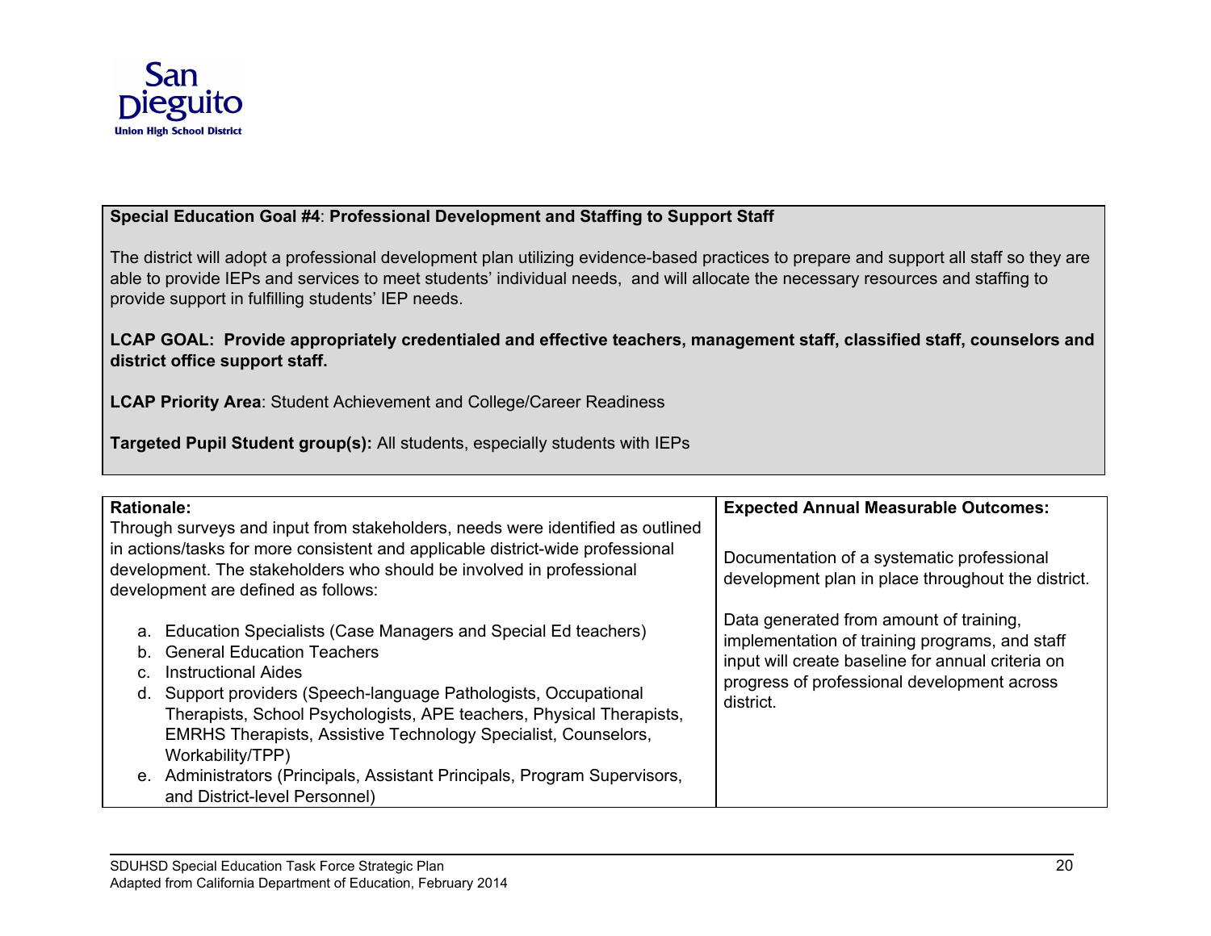**Special Education Goal #4**: **Professional Development and Staffing to Support Staff**

The district will adopt a professional development plan utilizing evidence-based practices to prepare and support all staff so they are able to provide IEPs and services to meet students' individual needs, and will allocate the necessary resources and staffing to provide support in fulfilling students' IEP needs.

**LCAP GOAL: Provide appropriately credentialed and effective teachers, management staff, classified staff, counselors and district office support staff.**

**LCAP Priority Area**: Student Achievement and College/Career Readiness

**Targeted Pupil Student group(s):** All students, especially students with IEPs

| **Rationale:** | **Expected Annual Measurable Outcomes:** |
| --- | --- |
| Through surveys and input from stakeholders, needs were identified as outlined in actions/tasks for more consistent and applicable district-wide professional development. The stakeholders who should be involved in professional development are defined as follows:<br><br>a. Education Specialists (Case Managers and Special Ed teachers)<br>b. General Education Teachers<br>c. Instructional Aides<br>d. Support providers (Speech-language Pathologists, Occupational Therapists, School Psychologists, APE teachers, Physical Therapists, EMRHS Therapists, Assistive Technology Specialist, Counselors, Workability/TPP)<br>e. Administrators (Principals, Assistant Principals, Program Supervisors, and District-level Personnel) | Documentation of a systematic professional development plan in place throughout the district.<br><br>Data generated from amount of training, implementation of training programs, and staff input will create baseline for annual criteria on progress of professional development across district. |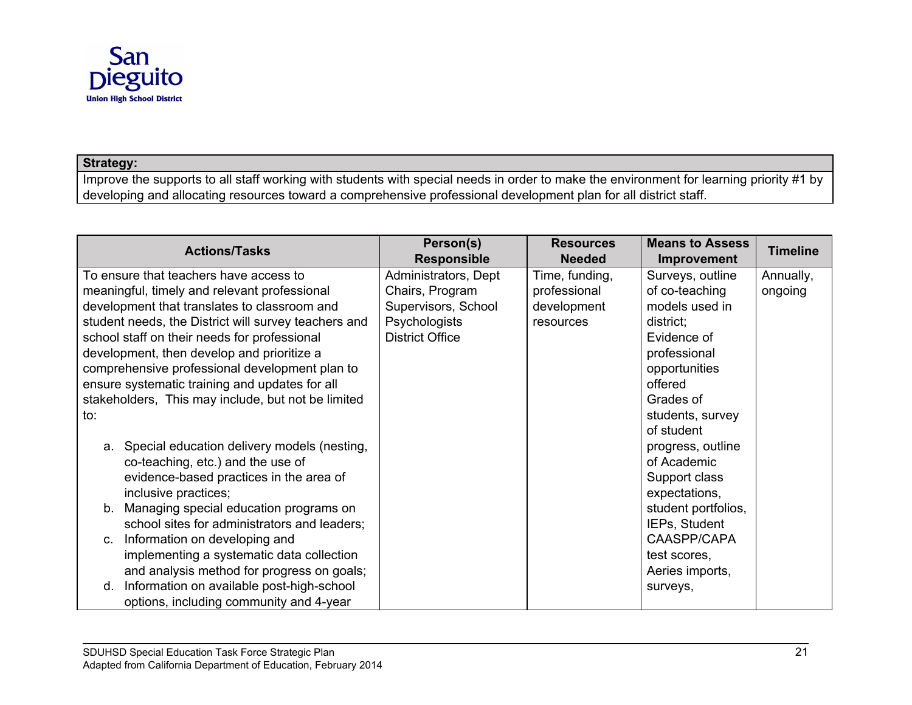| Strategy: |
|---|
| Improve the supports to all staff working with students with special needs in order to make the environment for learning priority #1 by developing and allocating resources toward a comprehensive professional development plan for all district staff. |

| Actions/Tasks | Person(s) Responsible | Resources Needed | Means to Assess Improvement | Timeline |
|---|---|---|---|---|
| To ensure that teachers have access to meaningful, timely and relevant professional development that translates to classroom and student needs, the District will survey teachers and school staff on their needs for professional development, then develop and prioritize a comprehensive professional development plan to ensure systematic training and updates for all stakeholders, This may include, but not be limited to:<br><br>a. Special education delivery models (nesting, co-teaching, etc.) and the use of evidence-based practices in the area of inclusive practices;<br>b. Managing special education programs on school sites for administrators and leaders;<br>c. Information on developing and implementing a systematic data collection and analysis method for progress on goals;<br>d. Information on available post-high-school options, including community and 4-year | Administrators, Dept Chairs, Program Supervisors, School Psychologists<br>District Office | Time, funding, professional development resources | Surveys, outline of co-teaching models used in district;<br>Evidence of professional opportunities offered<br>Grades of students, survey of student progress, outline of Academic Support class expectations, student portfolios, IEPs, Student CAASPP/CAPA test scores, Aeries imports, surveys, | Annually, ongoing |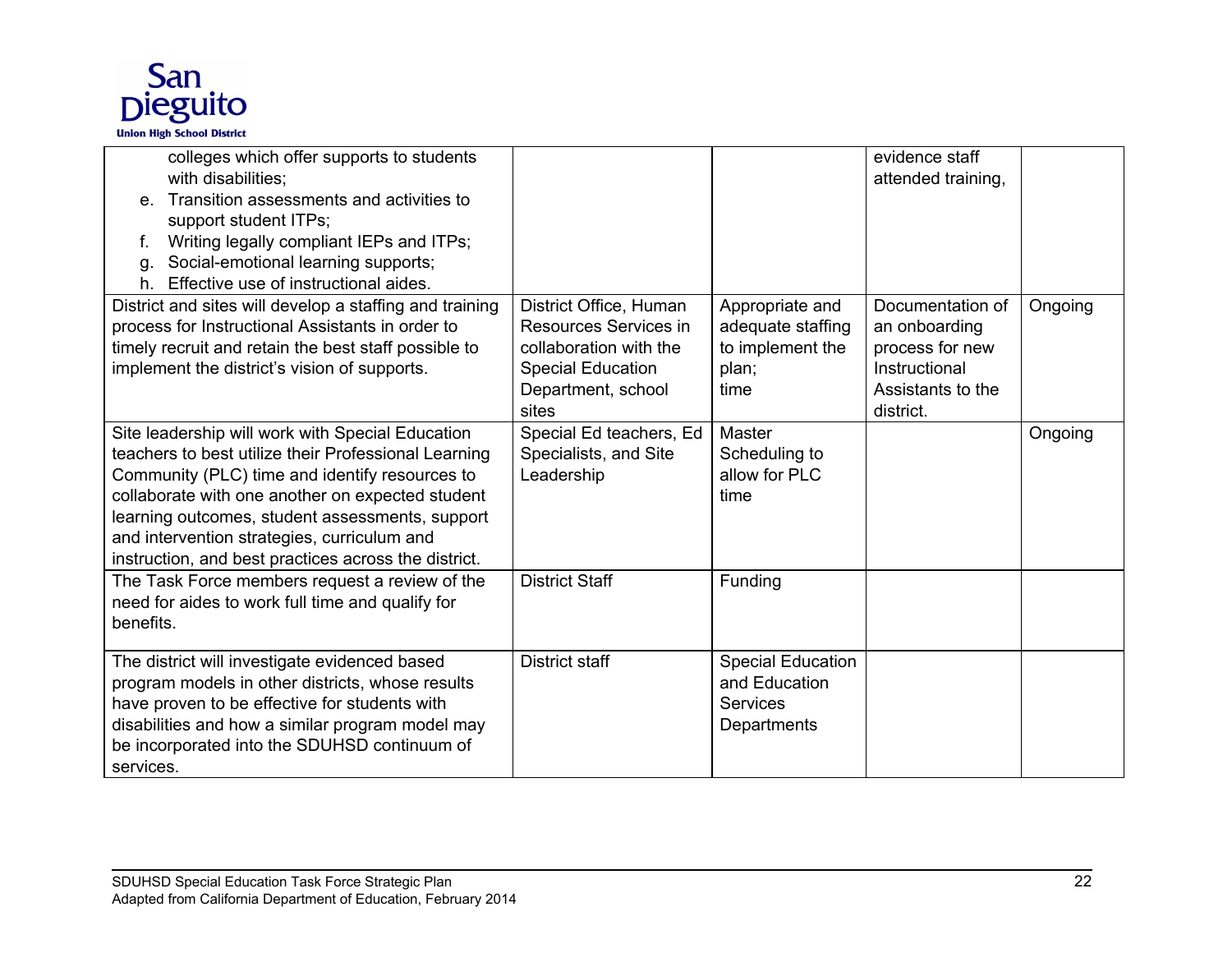| | | | | |
|---|---|---|---|---|
| colleges which offer supports to students with disabilities;<br>e. Transition assessments and activities to support student ITPs;<br>f. Writing legally compliant IEPs and ITPs;<br>g. Social-emotional learning supports;<br>h. Effective use of instructional aides. | | | evidence staff attended training, | |
| District and sites will develop a staffing and training process for Instructional Assistants in order to timely recruit and retain the best staff possible to implement the district's vision of supports. | District Office, Human Resources Services in collaboration with the Special Education Department, school sites | Appropriate and adequate staffing to implement the plan;<br>time | Documentation of an onboarding process for new Instructional Assistants to the district. | Ongoing |
| Site leadership will work with Special Education teachers to best utilize their Professional Learning Community (PLC) time and identify resources to collaborate with one another on expected student learning outcomes, student assessments, support and intervention strategies, curriculum and instruction, and best practices across the district. | Special Ed teachers, Ed Specialists, and Site Leadership | Master Scheduling to allow for PLC time | | Ongoing |
| The Task Force members request a review of the need for aides to work full time and qualify for benefits. | District Staff | Funding | | |
| The district will investigate evidenced based program models in other districts, whose results have proven to be effective for students with disabilities and how a similar program model may be incorporated into the SDUHSD continuum of services. | District staff | Special Education and Education Services Departments | | |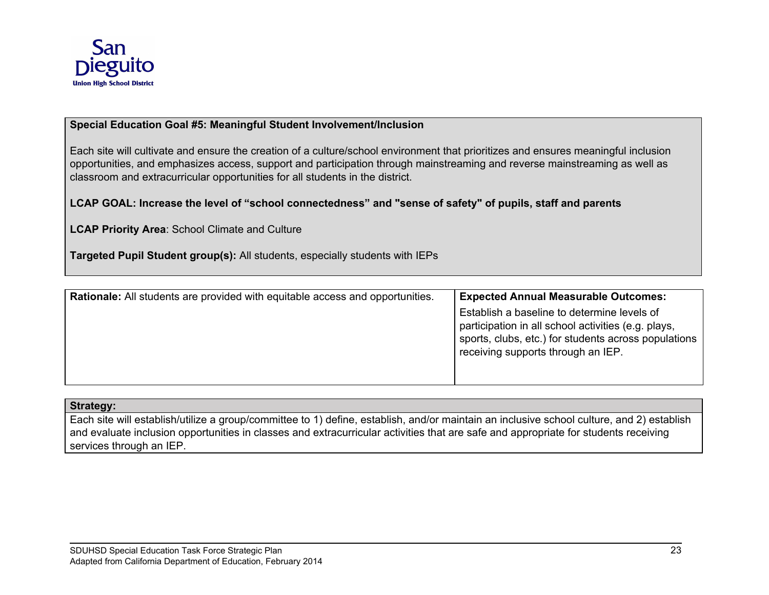**Special Education Goal #5: Meaningful Student Involvement/Inclusion**

Each site will cultivate and ensure the creation of a culture/school environment that prioritizes and ensures meaningful inclusion opportunities, and emphasizes access, support and participation through mainstreaming and reverse mainstreaming as well as classroom and extracurricular opportunities for all students in the district.

**LCAP GOAL: Increase the level of "school connectedness" and "sense of safety" of pupils, staff and parents**

**LCAP Priority Area**: School Climate and Culture

**Targeted Pupil Student group(s):** All students, especially students with IEPs

| **Rationale:** All students are provided with equitable access and opportunities. | **Expected Annual Measurable Outcomes:** Establish a baseline to determine levels of participation in all school activities (e.g. plays, sports, clubs, etc.) for students across populations receiving supports through an IEP. |
|---|---|

**Strategy:**

Each site will establish/utilize a group/committee to 1) define, establish, and/or maintain an inclusive school culture, and 2) establish and evaluate inclusion opportunities in classes and extracurricular activities that are safe and appropriate for students receiving services through an IEP.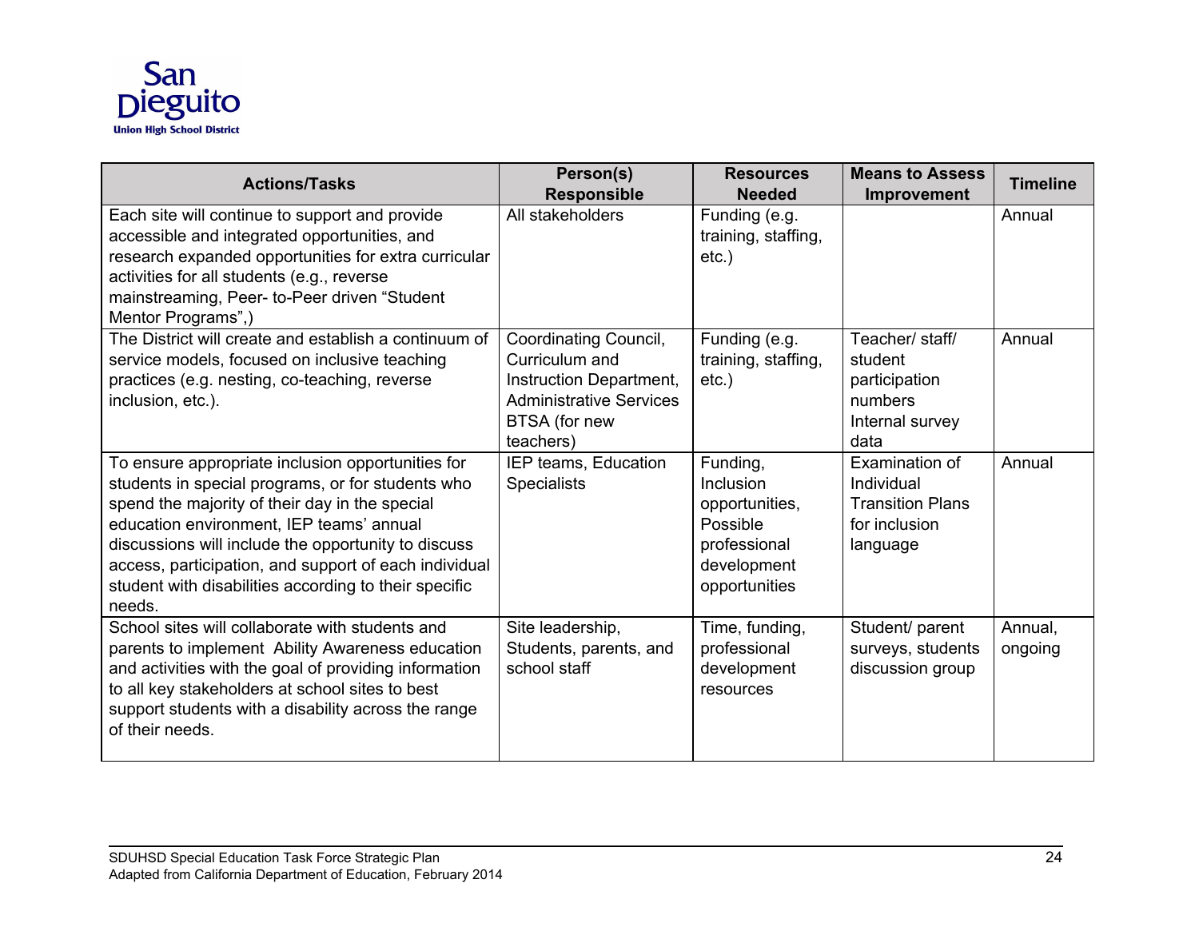| Actions/Tasks | Person(s) Responsible | Resources Needed | Means to Assess Improvement | Timeline |
|---|---|---|---|---|
| Each site will continue to support and provide accessible and integrated opportunities, and research expanded opportunities for extra curricular activities for all students (e.g., reverse mainstreaming, Peer- to-Peer driven "Student Mentor Programs",) | All stakeholders | Funding (e.g. training, staffing, etc.) | | Annual |
| The District will create and establish a continuum of service models, focused on inclusive teaching practices (e.g. nesting, co-teaching, reverse inclusion, etc.). | Coordinating Council, Curriculum and Instruction Department, Administrative Services BTSA (for new teachers) | Funding (e.g. training, staffing, etc.) | Teacher/ staff/ student participation numbers Internal survey data | Annual |
| To ensure appropriate inclusion opportunities for students in special programs, or for students who spend the majority of their day in the special education environment, IEP teams' annual discussions will include the opportunity to discuss access, participation, and support of each individual student with disabilities according to their specific needs. | IEP teams, Education Specialists | Funding, Inclusion opportunities, Possible professional development opportunities | Examination of Individual Transition Plans for inclusion language | Annual |
| School sites will collaborate with students and parents to implement Ability Awareness education and activities with the goal of providing information to all key stakeholders at school sites to best support students with a disability across the range of their needs. | Site leadership, Students, parents, and school staff | Time, funding, professional development resources | Student/ parent surveys, students discussion group | Annual, ongoing |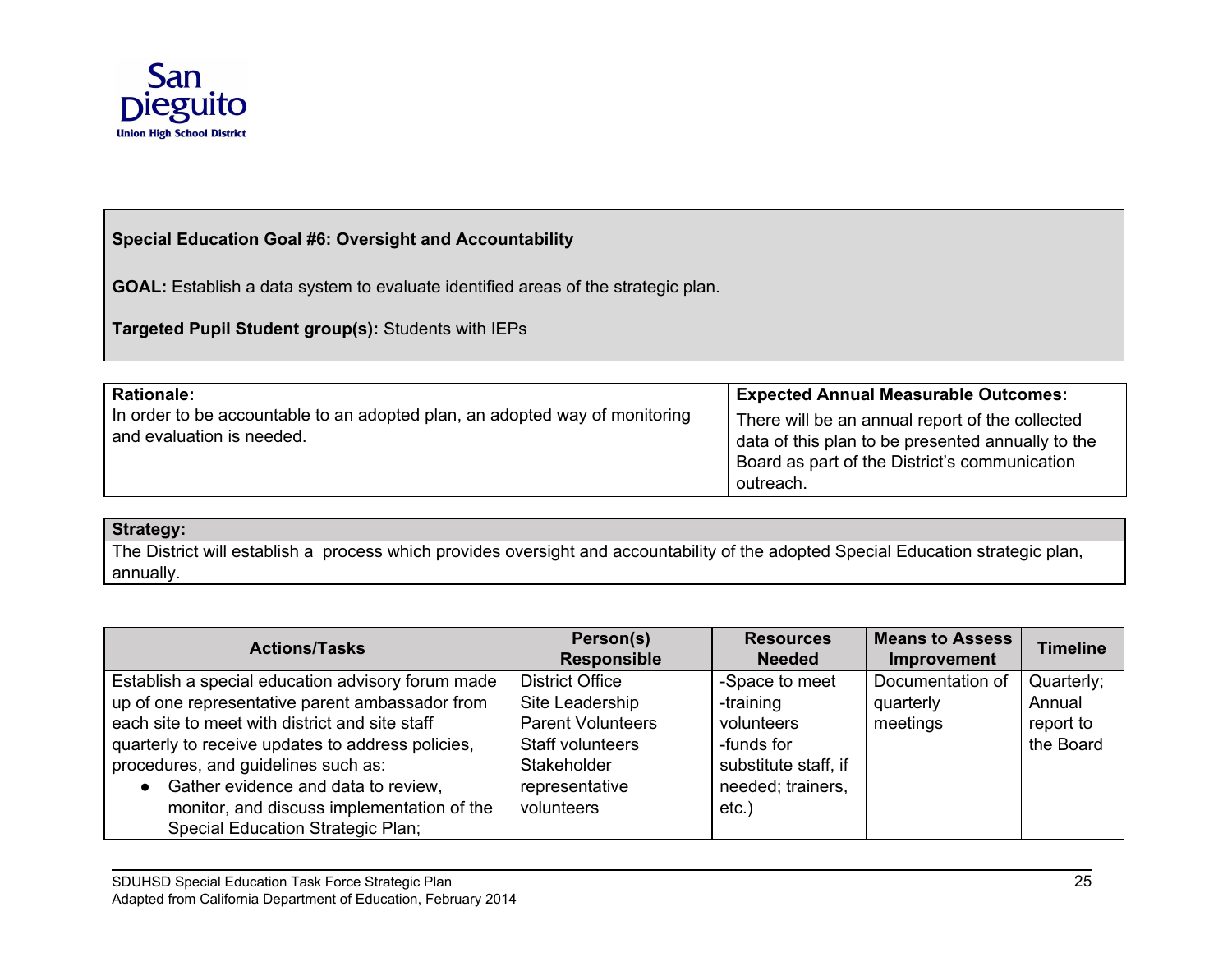San Dieguito Union High School District

**Special Education Goal #6: Oversight and Accountability**

**GOAL:** Establish a data system to evaluate identified areas of the strategic plan.

**Targeted Pupil Student group(s):** Students with IEPs

| **Rationale:** | **Expected Annual Measurable Outcomes:** |
|---|---|
| In order to be accountable to an adopted plan, an adopted way of monitoring and evaluation is needed. | There will be an annual report of the collected data of this plan to be presented annually to the Board as part of the District's communication outreach. |

**Strategy:**

The District will establish a process which provides oversight and accountability of the adopted Special Education strategic plan, annually.

| Actions/Tasks | Person(s) Responsible | Resources Needed | Means to Assess Improvement | Timeline |
|---|---|---|---|---|
| Establish a special education advisory forum made up of one representative parent ambassador from each site to meet with district and site staff quarterly to receive updates to address policies, procedures, and guidelines such as:<br>• Gather evidence and data to review, monitor, and discuss implementation of the Special Education Strategic Plan; | District Office<br>Site Leadership<br>Parent Volunteers<br>Staff volunteers<br>Stakeholder representative volunteers | -Space to meet<br>-training volunteers<br>-funds for substitute staff, if needed; trainers, etc.) | Documentation of quarterly meetings | Quarterly; Annual report to the Board |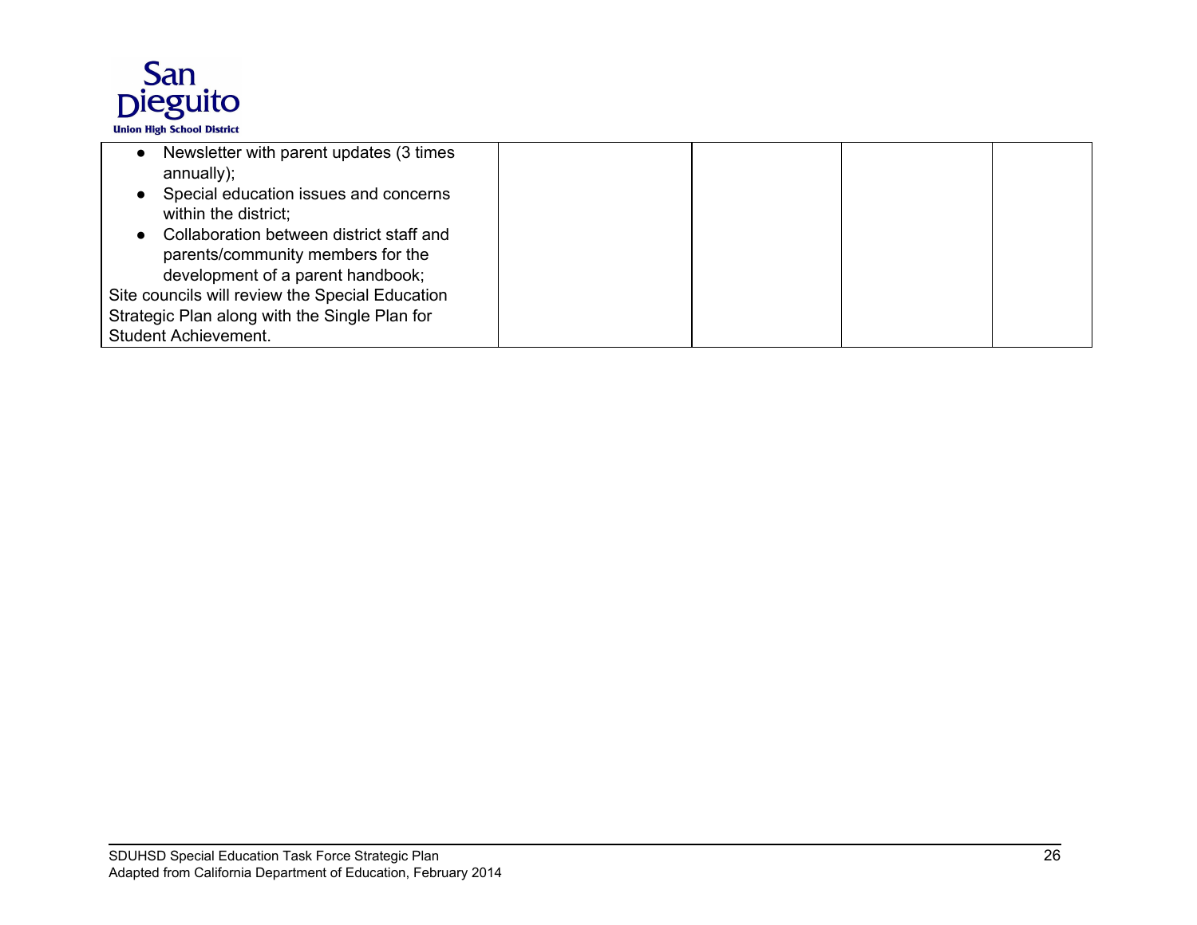| | | | | |
|---|---|---|---|---|
| <ul><li>Newsletter with parent updates (3 times annually);</li><li>Special education issues and concerns within the district;</li><li>Collaboration between district staff and parents/community members for the development of a parent handbook;</li></ul>Site councils will review the Special Education Strategic Plan along with the Single Plan for Student Achievement. | | | | |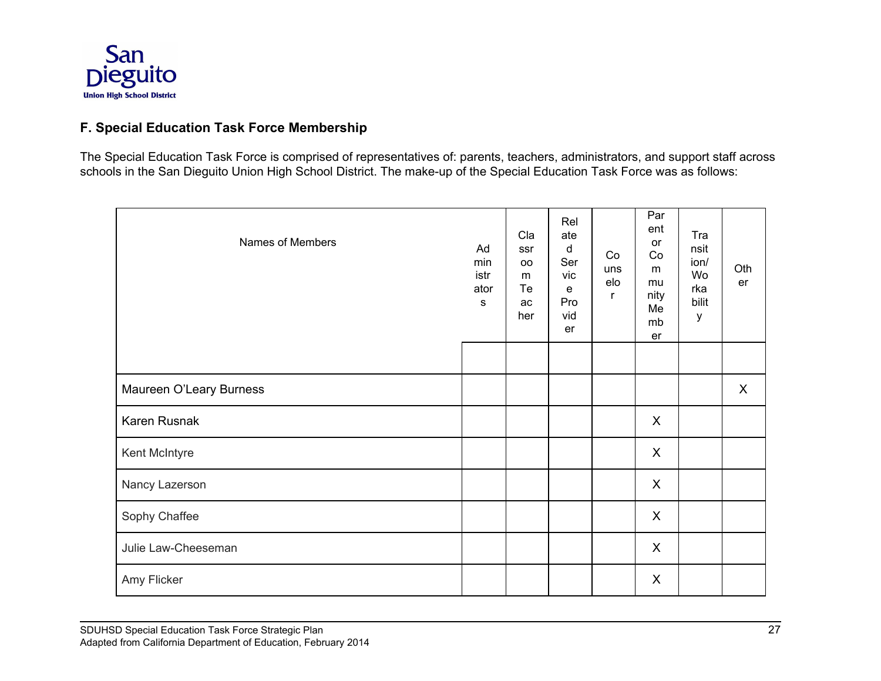## F. Special Education Task Force Membership

The Special Education Task Force is comprised of representatives of: parents, teachers, administrators, and support staff across schools in the San Dieguito Union High School District. The make-up of the Special Education Task Force was as follows:

| Names of Members | Administrators | Classroom Teacher | Related Service Provider | Counselor | Parent or Community Member | Transition/ Workability | Other |
|---|---|---|---|---|---|---|---|
| | | | | | | | |
| Maureen O'Leary Burness | | | | | | | X |
| Karen Rusnak | | | | | X | | |
| Kent McIntyre | | | | | X | | |
| Nancy Lazerson | | | | | X | | |
| Sophy Chaffee | | | | | X | | |
| Julie Law-Cheeseman | | | | | X | | |
| Amy Flicker | | | | | X | | |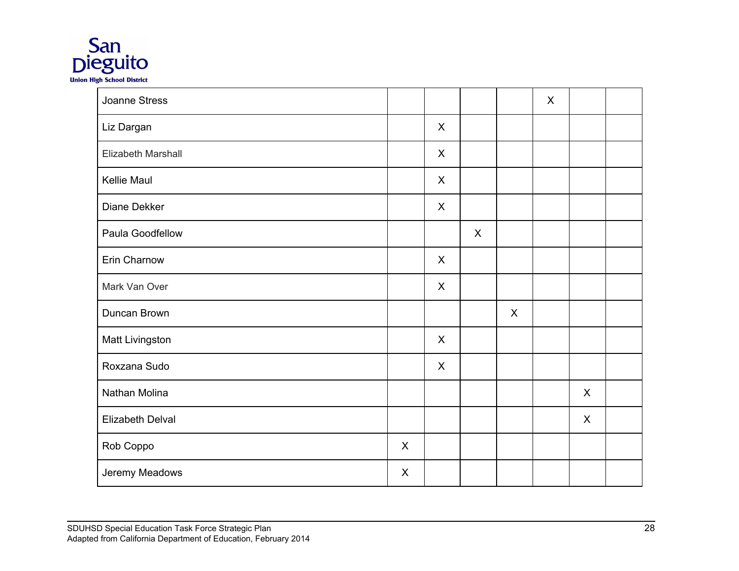| | | | | | | | |
|---|---|---|---|---|---|---|---|
| Joanne Stress | | | | | X | | |
| Liz Dargan | | X | | | | | |
| Elizabeth Marshall | | X | | | | | |
| Kellie Maul | | X | | | | | |
| Diane Dekker | | X | | | | | |
| Paula Goodfellow | | | X | | | | |
| Erin Charnow | | X | | | | | |
| Mark Van Over | | X | | | | | |
| Duncan Brown | | | | X | | | |
| Matt Livingston | | X | | | | | |
| Roxzana Sudo | | X | | | | | |
| Nathan Molina | | | | | | X | |
| Elizabeth Delval | | | | | | X | |
| Rob Coppo | X | | | | | | |
| Jeremy Meadows | X | | | | | | |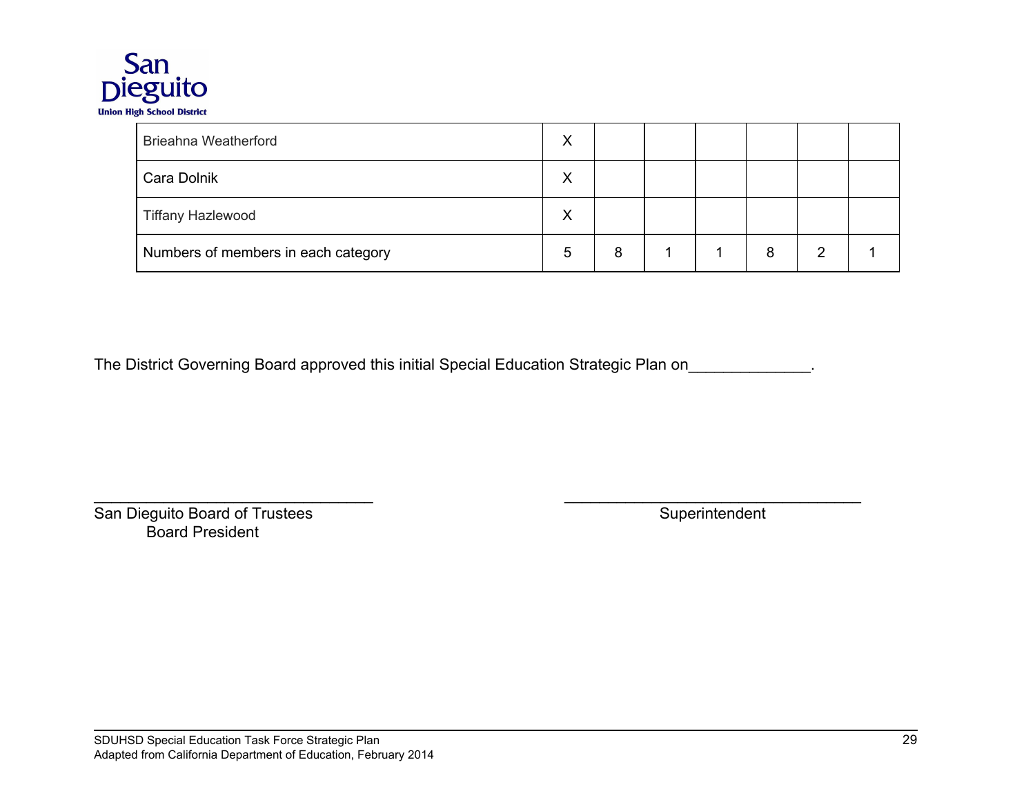| | | | | | | | |
|---|---|---|---|---|---|---|---|
| Brieahna Weatherford | X | | | | | | |
| Cara Dolnik | X | | | | | | |
| Tiffany Hazlewood | X | | | | | | |
| Numbers of members in each category | 5 | 8 | 1 | 1 | 8 | 2 | 1 |

The District Governing Board approved this initial Special Education Strategic Plan on______________.

________________________________
San Dieguito Board of Trustees
Board President

__________________________________
Superintendent

SDUHSD Special Education Task Force Strategic Plan
Adapted from California Department of Education, February 2014